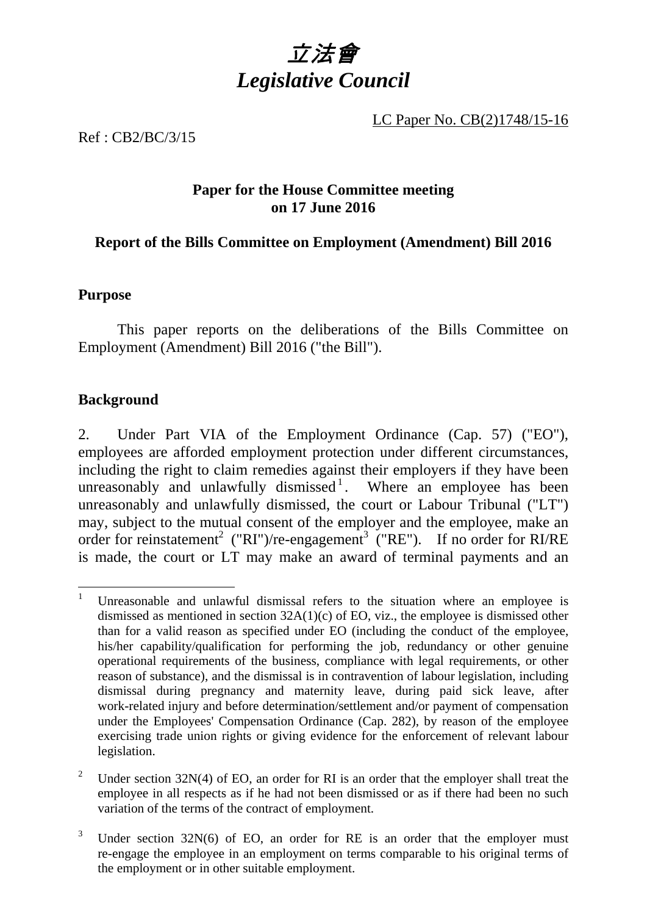# *立法會*
# *Legislative Council*

LC Paper No. CB(2)1748/15-16

Ref : CB2/BC/3/15

**Paper for the House Committee meeting on 17 June 2016**

**Report of the Bills Committee on Employment (Amendment) Bill 2016**

## Purpose

This paper reports on the deliberations of the Bills Committee on Employment (Amendment) Bill 2016 ("the Bill").

## Background

2. Under Part VIA of the Employment Ordinance (Cap. 57) ("EO"), employees are afforded employment protection under different circumstances, including the right to claim remedies against their employers if they have been unreasonably and unlawfully dismissed[1]. Where an employee has been unreasonably and unlawfully dismissed, the court or Labour Tribunal ("LT") may, subject to the mutual consent of the employer and the employee, make an order for reinstatement[2] ("RI")/re-engagement[3] ("RE"). If no order for RI/RE is made, the court or LT may make an award of terminal payments and an

---

[1] Unreasonable and unlawful dismissal refers to the situation where an employee is dismissed as mentioned in section 32A(1)(c) of EO, viz., the employee is dismissed other than for a valid reason as specified under EO (including the conduct of the employee, his/her capability/qualification for performing the job, redundancy or other genuine operational requirements of the business, compliance with legal requirements, or other reason of substance), and the dismissal is in contravention of labour legislation, including dismissal during pregnancy and maternity leave, during paid sick leave, after work-related injury and before determination/settlement and/or payment of compensation under the Employees' Compensation Ordinance (Cap. 282), by reason of the employee exercising trade union rights or giving evidence for the enforcement of relevant labour legislation.

[2] Under section 32N(4) of EO, an order for RI is an order that the employer shall treat the employee in all respects as if he had not been dismissed or as if there had been no such variation of the terms of the contract of employment.

[3] Under section 32N(6) of EO, an order for RE is an order that the employer must re-engage the employee in an employment on terms comparable to his original terms of the employment or in other suitable employment.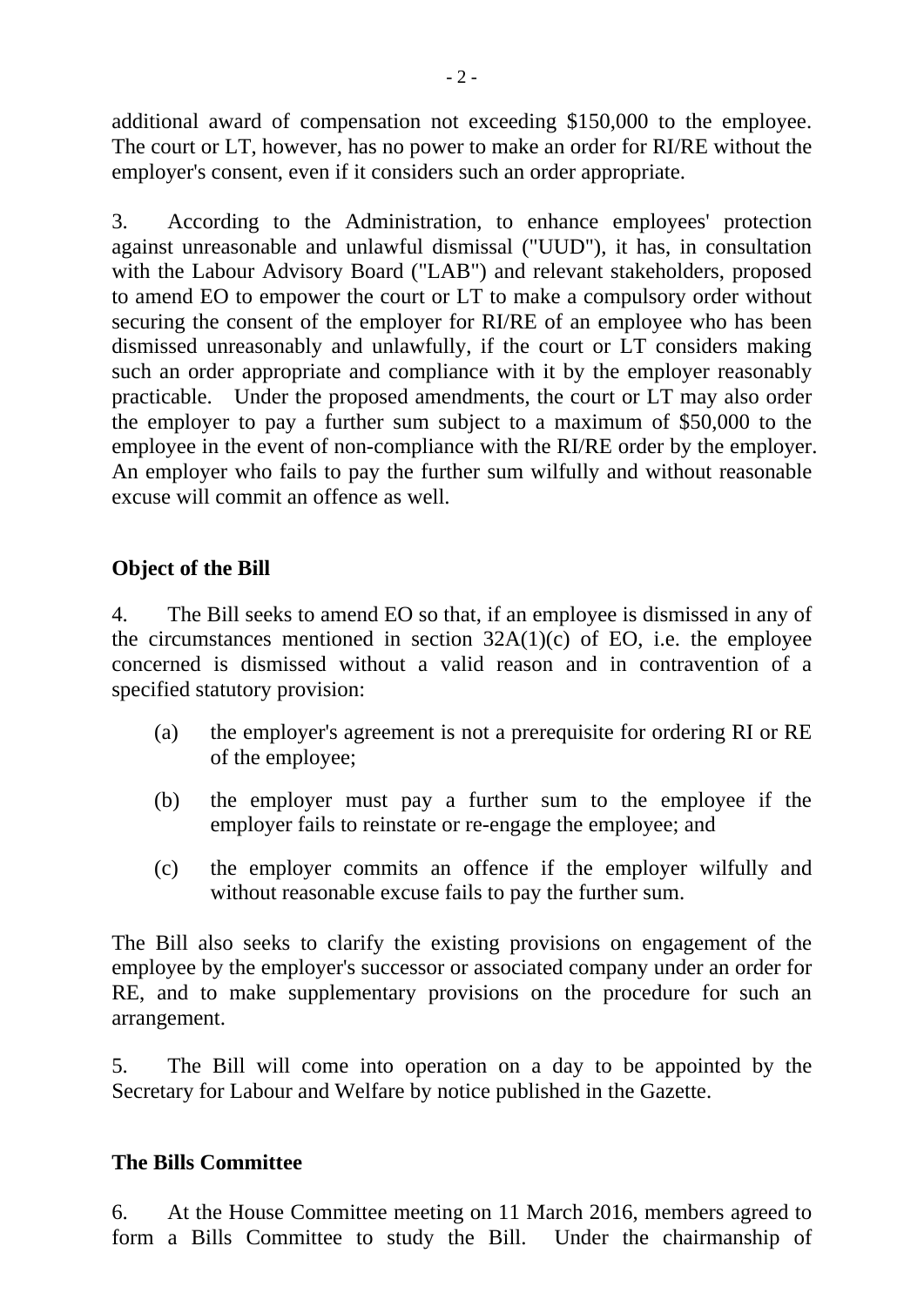additional award of compensation not exceeding $150,000 to the employee. The court or LT, however, has no power to make an order for RI/RE without the employer's consent, even if it considers such an order appropriate.

3. According to the Administration, to enhance employees' protection against unreasonable and unlawful dismissal ("UUD"), it has, in consultation with the Labour Advisory Board ("LAB") and relevant stakeholders, proposed to amend EO to empower the court or LT to make a compulsory order without securing the consent of the employer for RI/RE of an employee who has been dismissed unreasonably and unlawfully, if the court or LT considers making such an order appropriate and compliance with it by the employer reasonably practicable. Under the proposed amendments, the court or LT may also order the employer to pay a further sum subject to a maximum of $50,000 to the employee in the event of non-compliance with the RI/RE order by the employer. An employer who fails to pay the further sum wilfully and without reasonable excuse will commit an offence as well.

## Object of the Bill

4. The Bill seeks to amend EO so that, if an employee is dismissed in any of the circumstances mentioned in section 32A(1)(c) of EO, i.e. the employee concerned is dismissed without a valid reason and in contravention of a specified statutory provision:

(a) the employer's agreement is not a prerequisite for ordering RI or RE of the employee;

(b) the employer must pay a further sum to the employee if the employer fails to reinstate or re-engage the employee; and

(c) the employer commits an offence if the employer wilfully and without reasonable excuse fails to pay the further sum.

The Bill also seeks to clarify the existing provisions on engagement of the employee by the employer's successor or associated company under an order for RE, and to make supplementary provisions on the procedure for such an arrangement.

5. The Bill will come into operation on a day to be appointed by the Secretary for Labour and Welfare by notice published in the Gazette.

## The Bills Committee

6. At the House Committee meeting on 11 March 2016, members agreed to form a Bills Committee to study the Bill. Under the chairmanship of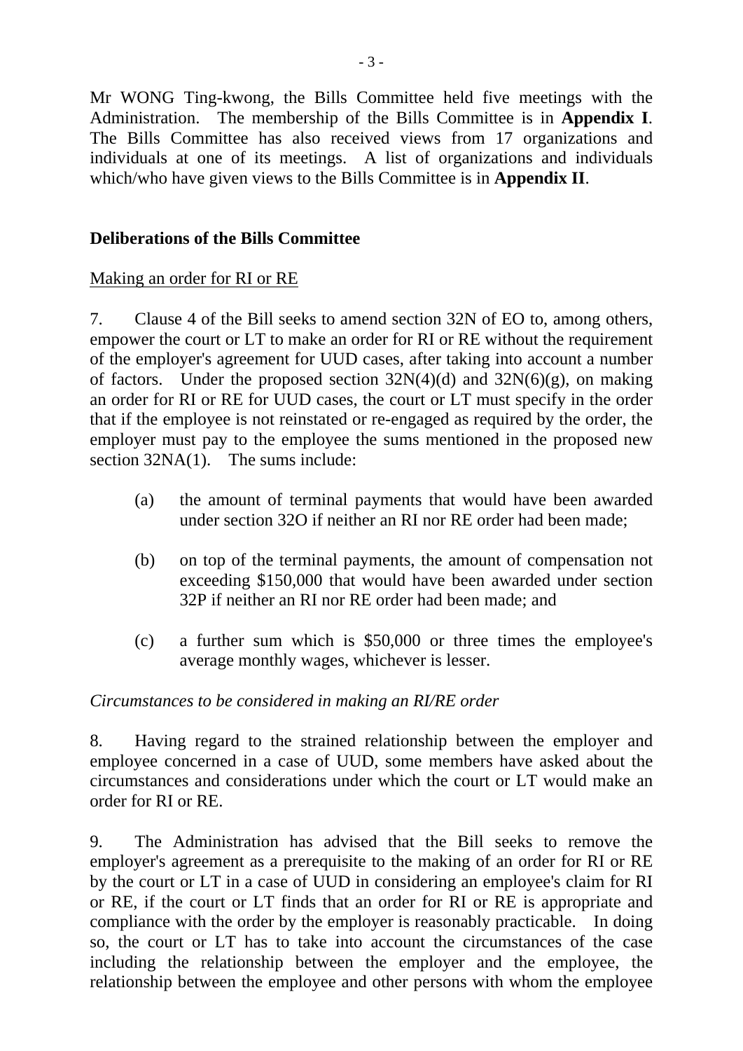Mr WONG Ting-kwong, the Bills Committee held five meetings with the Administration. The membership of the Bills Committee is in **Appendix I**. The Bills Committee has also received views from 17 organizations and individuals at one of its meetings. A list of organizations and individuals which/who have given views to the Bills Committee is in **Appendix II**.

## Deliberations of the Bills Committee

Making an order for RI or RE

7. Clause 4 of the Bill seeks to amend section 32N of EO to, among others, empower the court or LT to make an order for RI or RE without the requirement of the employer's agreement for UUD cases, after taking into account a number of factors. Under the proposed section 32N(4)(d) and 32N(6)(g), on making an order for RI or RE for UUD cases, the court or LT must specify in the order that if the employee is not reinstated or re-engaged as required by the order, the employer must pay to the employee the sums mentioned in the proposed new section 32NA(1). The sums include:

(a) the amount of terminal payments that would have been awarded under section 32O if neither an RI nor RE order had been made;

(b) on top of the terminal payments, the amount of compensation not exceeding $150,000 that would have been awarded under section 32P if neither an RI nor RE order had been made; and

(c) a further sum which is $50,000 or three times the employee's average monthly wages, whichever is lesser.

*Circumstances to be considered in making an RI/RE order*

8. Having regard to the strained relationship between the employer and employee concerned in a case of UUD, some members have asked about the circumstances and considerations under which the court or LT would make an order for RI or RE.

9. The Administration has advised that the Bill seeks to remove the employer's agreement as a prerequisite to the making of an order for RI or RE by the court or LT in a case of UUD in considering an employee's claim for RI or RE, if the court or LT finds that an order for RI or RE is appropriate and compliance with the order by the employer is reasonably practicable. In doing so, the court or LT has to take into account the circumstances of the case including the relationship between the employer and the employee, the relationship between the employee and other persons with whom the employee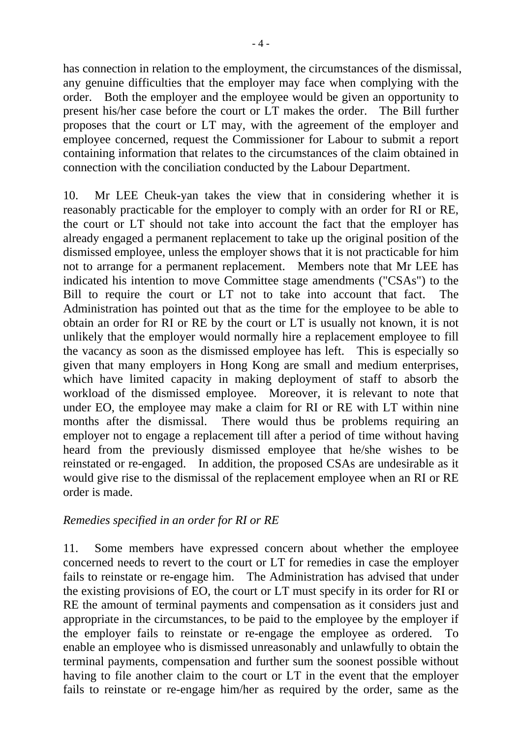has connection in relation to the employment, the circumstances of the dismissal, any genuine difficulties that the employer may face when complying with the order. Both the employer and the employee would be given an opportunity to present his/her case before the court or LT makes the order. The Bill further proposes that the court or LT may, with the agreement of the employer and employee concerned, request the Commissioner for Labour to submit a report containing information that relates to the circumstances of the claim obtained in connection with the conciliation conducted by the Labour Department.

10. Mr LEE Cheuk-yan takes the view that in considering whether it is reasonably practicable for the employer to comply with an order for RI or RE, the court or LT should not take into account the fact that the employer has already engaged a permanent replacement to take up the original position of the dismissed employee, unless the employer shows that it is not practicable for him not to arrange for a permanent replacement. Members note that Mr LEE has indicated his intention to move Committee stage amendments ("CSAs") to the Bill to require the court or LT not to take into account that fact. The Administration has pointed out that as the time for the employee to be able to obtain an order for RI or RE by the court or LT is usually not known, it is not unlikely that the employer would normally hire a replacement employee to fill the vacancy as soon as the dismissed employee has left. This is especially so given that many employers in Hong Kong are small and medium enterprises, which have limited capacity in making deployment of staff to absorb the workload of the dismissed employee. Moreover, it is relevant to note that under EO, the employee may make a claim for RI or RE with LT within nine months after the dismissal. There would thus be problems requiring an employer not to engage a replacement till after a period of time without having heard from the previously dismissed employee that he/she wishes to be reinstated or re-engaged. In addition, the proposed CSAs are undesirable as it would give rise to the dismissal of the replacement employee when an RI or RE order is made.

*Remedies specified in an order for RI or RE*

11. Some members have expressed concern about whether the employee concerned needs to revert to the court or LT for remedies in case the employer fails to reinstate or re-engage him. The Administration has advised that under the existing provisions of EO, the court or LT must specify in its order for RI or RE the amount of terminal payments and compensation as it considers just and appropriate in the circumstances, to be paid to the employee by the employer if the employer fails to reinstate or re-engage the employee as ordered. To enable an employee who is dismissed unreasonably and unlawfully to obtain the terminal payments, compensation and further sum the soonest possible without having to file another claim to the court or LT in the event that the employer fails to reinstate or re-engage him/her as required by the order, same as the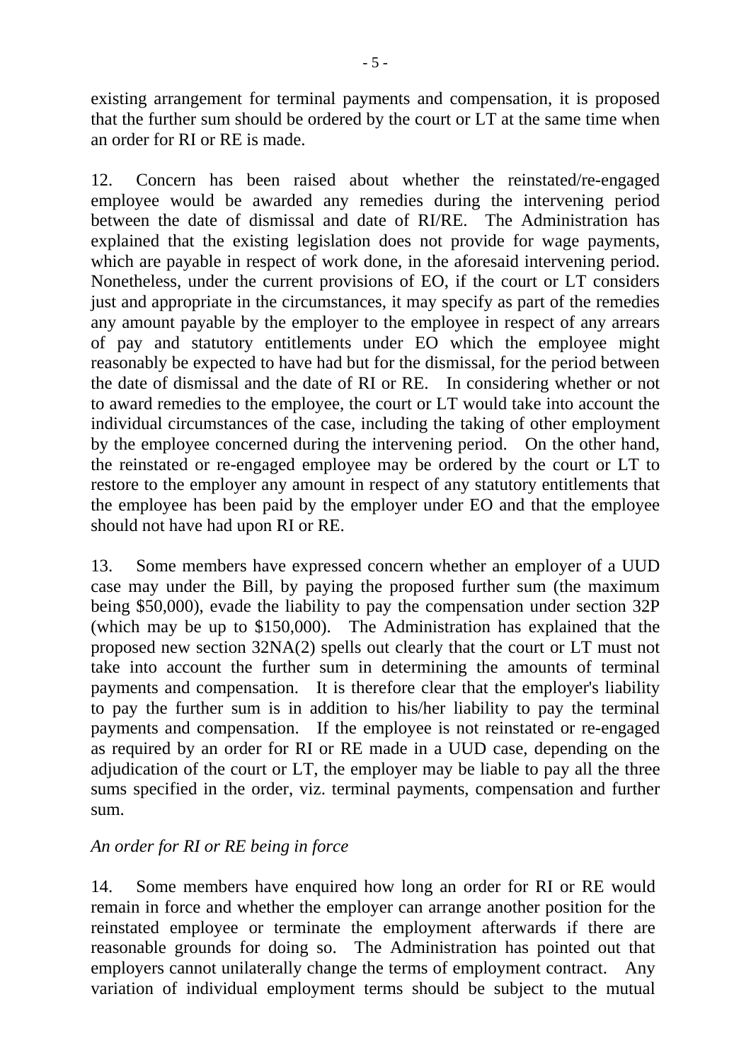existing arrangement for terminal payments and compensation, it is proposed that the further sum should be ordered by the court or LT at the same time when an order for RI or RE is made.

12. Concern has been raised about whether the reinstated/re-engaged employee would be awarded any remedies during the intervening period between the date of dismissal and date of RI/RE. The Administration has explained that the existing legislation does not provide for wage payments, which are payable in respect of work done, in the aforesaid intervening period. Nonetheless, under the current provisions of EO, if the court or LT considers just and appropriate in the circumstances, it may specify as part of the remedies any amount payable by the employer to the employee in respect of any arrears of pay and statutory entitlements under EO which the employee might reasonably be expected to have had but for the dismissal, for the period between the date of dismissal and the date of RI or RE. In considering whether or not to award remedies to the employee, the court or LT would take into account the individual circumstances of the case, including the taking of other employment by the employee concerned during the intervening period. On the other hand, the reinstated or re-engaged employee may be ordered by the court or LT to restore to the employer any amount in respect of any statutory entitlements that the employee has been paid by the employer under EO and that the employee should not have had upon RI or RE.

13. Some members have expressed concern whether an employer of a UUD case may under the Bill, by paying the proposed further sum (the maximum being $50,000), evade the liability to pay the compensation under section 32P (which may be up to $150,000). The Administration has explained that the proposed new section 32NA(2) spells out clearly that the court or LT must not take into account the further sum in determining the amounts of terminal payments and compensation. It is therefore clear that the employer's liability to pay the further sum is in addition to his/her liability to pay the terminal payments and compensation. If the employee is not reinstated or re-engaged as required by an order for RI or RE made in a UUD case, depending on the adjudication of the court or LT, the employer may be liable to pay all the three sums specified in the order, viz. terminal payments, compensation and further sum.

*An order for RI or RE being in force*

14. Some members have enquired how long an order for RI or RE would remain in force and whether the employer can arrange another position for the reinstated employee or terminate the employment afterwards if there are reasonable grounds for doing so. The Administration has pointed out that employers cannot unilaterally change the terms of employment contract. Any variation of individual employment terms should be subject to the mutual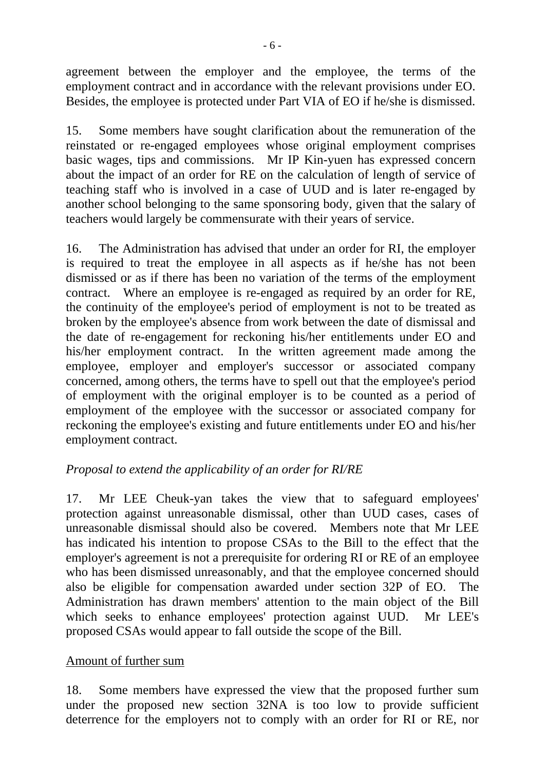agreement between the employer and the employee, the terms of the employment contract and in accordance with the relevant provisions under EO. Besides, the employee is protected under Part VIA of EO if he/she is dismissed.

15. Some members have sought clarification about the remuneration of the reinstated or re-engaged employees whose original employment comprises basic wages, tips and commissions. Mr IP Kin-yuen has expressed concern about the impact of an order for RE on the calculation of length of service of teaching staff who is involved in a case of UUD and is later re-engaged by another school belonging to the same sponsoring body, given that the salary of teachers would largely be commensurate with their years of service.

16. The Administration has advised that under an order for RI, the employer is required to treat the employee in all aspects as if he/she has not been dismissed or as if there has been no variation of the terms of the employment contract. Where an employee is re-engaged as required by an order for RE, the continuity of the employee's period of employment is not to be treated as broken by the employee's absence from work between the date of dismissal and the date of re-engagement for reckoning his/her entitlements under EO and his/her employment contract. In the written agreement made among the employee, employer and employer's successor or associated company concerned, among others, the terms have to spell out that the employee's period of employment with the original employer is to be counted as a period of employment of the employee with the successor or associated company for reckoning the employee's existing and future entitlements under EO and his/her employment contract.

*Proposal to extend the applicability of an order for RI/RE*

17. Mr LEE Cheuk-yan takes the view that to safeguard employees' protection against unreasonable dismissal, other than UUD cases, cases of unreasonable dismissal should also be covered. Members note that Mr LEE has indicated his intention to propose CSAs to the Bill to the effect that the employer's agreement is not a prerequisite for ordering RI or RE of an employee who has been dismissed unreasonably, and that the employee concerned should also be eligible for compensation awarded under section 32P of EO. The Administration has drawn members' attention to the main object of the Bill which seeks to enhance employees' protection against UUD. Mr LEE's proposed CSAs would appear to fall outside the scope of the Bill.

<u>Amount of further sum</u>

18. Some members have expressed the view that the proposed further sum under the proposed new section 32NA is too low to provide sufficient deterrence for the employers not to comply with an order for RI or RE, nor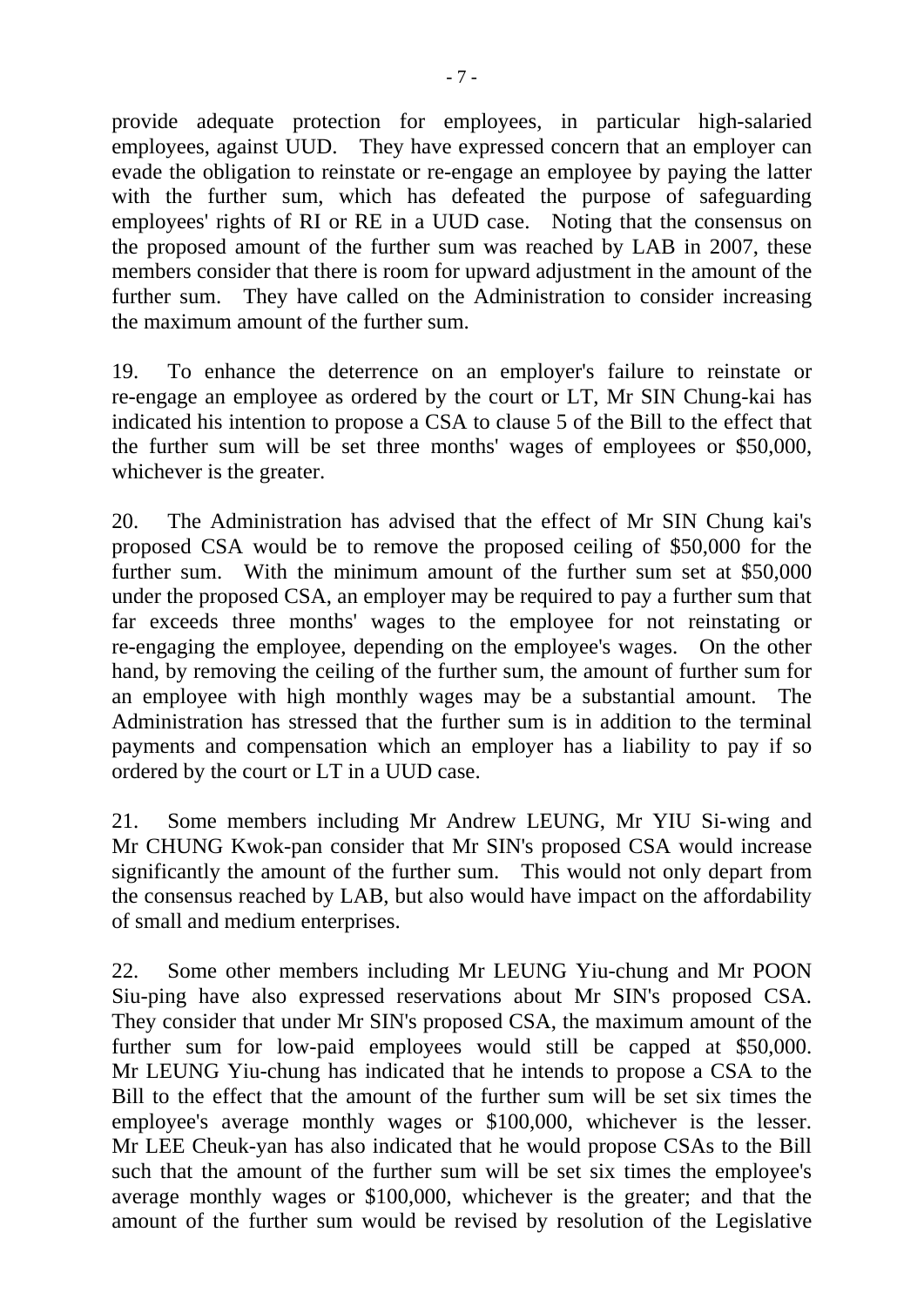provide adequate protection for employees, in particular high-salaried employees, against UUD. They have expressed concern that an employer can evade the obligation to reinstate or re-engage an employee by paying the latter with the further sum, which has defeated the purpose of safeguarding employees' rights of RI or RE in a UUD case. Noting that the consensus on the proposed amount of the further sum was reached by LAB in 2007, these members consider that there is room for upward adjustment in the amount of the further sum. They have called on the Administration to consider increasing the maximum amount of the further sum.

19. To enhance the deterrence on an employer's failure to reinstate or re-engage an employee as ordered by the court or LT, Mr SIN Chung-kai has indicated his intention to propose a CSA to clause 5 of the Bill to the effect that the further sum will be set three months' wages of employees or \$50,000, whichever is the greater.

20. The Administration has advised that the effect of Mr SIN Chung kai's proposed CSA would be to remove the proposed ceiling of \$50,000 for the further sum. With the minimum amount of the further sum set at \$50,000 under the proposed CSA, an employer may be required to pay a further sum that far exceeds three months' wages to the employee for not reinstating or re-engaging the employee, depending on the employee's wages. On the other hand, by removing the ceiling of the further sum, the amount of further sum for an employee with high monthly wages may be a substantial amount. The Administration has stressed that the further sum is in addition to the terminal payments and compensation which an employer has a liability to pay if so ordered by the court or LT in a UUD case.

21. Some members including Mr Andrew LEUNG, Mr YIU Si-wing and Mr CHUNG Kwok-pan consider that Mr SIN's proposed CSA would increase significantly the amount of the further sum. This would not only depart from the consensus reached by LAB, but also would have impact on the affordability of small and medium enterprises.

22. Some other members including Mr LEUNG Yiu-chung and Mr POON Siu-ping have also expressed reservations about Mr SIN's proposed CSA. They consider that under Mr SIN's proposed CSA, the maximum amount of the further sum for low-paid employees would still be capped at \$50,000. Mr LEUNG Yiu-chung has indicated that he intends to propose a CSA to the Bill to the effect that the amount of the further sum will be set six times the employee's average monthly wages or \$100,000, whichever is the lesser. Mr LEE Cheuk-yan has also indicated that he would propose CSAs to the Bill such that the amount of the further sum will be set six times the employee's average monthly wages or \$100,000, whichever is the greater; and that the amount of the further sum would be revised by resolution of the Legislative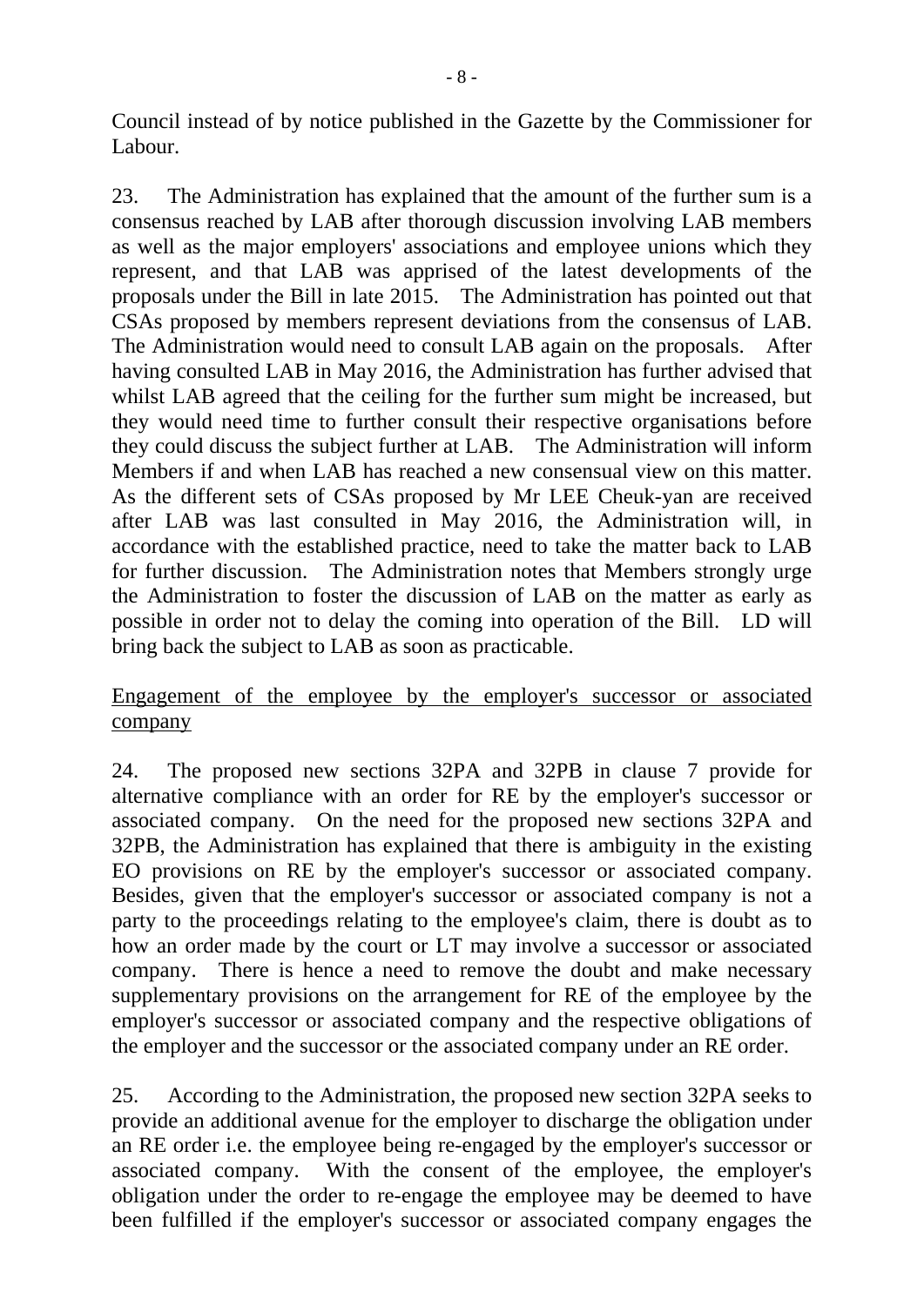Council instead of by notice published in the Gazette by the Commissioner for Labour.

23. The Administration has explained that the amount of the further sum is a consensus reached by LAB after thorough discussion involving LAB members as well as the major employers' associations and employee unions which they represent, and that LAB was apprised of the latest developments of the proposals under the Bill in late 2015. The Administration has pointed out that CSAs proposed by members represent deviations from the consensus of LAB. The Administration would need to consult LAB again on the proposals. After having consulted LAB in May 2016, the Administration has further advised that whilst LAB agreed that the ceiling for the further sum might be increased, but they would need time to further consult their respective organisations before they could discuss the subject further at LAB. The Administration will inform Members if and when LAB has reached a new consensual view on this matter. As the different sets of CSAs proposed by Mr LEE Cheuk-yan are received after LAB was last consulted in May 2016, the Administration will, in accordance with the established practice, need to take the matter back to LAB for further discussion. The Administration notes that Members strongly urge the Administration to foster the discussion of LAB on the matter as early as possible in order not to delay the coming into operation of the Bill. LD will bring back the subject to LAB as soon as practicable.

<u>Engagement of the employee by the employer's successor or associated company</u>

24. The proposed new sections 32PA and 32PB in clause 7 provide for alternative compliance with an order for RE by the employer's successor or associated company. On the need for the proposed new sections 32PA and 32PB, the Administration has explained that there is ambiguity in the existing EO provisions on RE by the employer's successor or associated company. Besides, given that the employer's successor or associated company is not a party to the proceedings relating to the employee's claim, there is doubt as to how an order made by the court or LT may involve a successor or associated company. There is hence a need to remove the doubt and make necessary supplementary provisions on the arrangement for RE of the employee by the employer's successor or associated company and the respective obligations of the employer and the successor or the associated company under an RE order.

25. According to the Administration, the proposed new section 32PA seeks to provide an additional avenue for the employer to discharge the obligation under an RE order i.e. the employee being re-engaged by the employer's successor or associated company. With the consent of the employee, the employer's obligation under the order to re-engage the employee may be deemed to have been fulfilled if the employer's successor or associated company engages the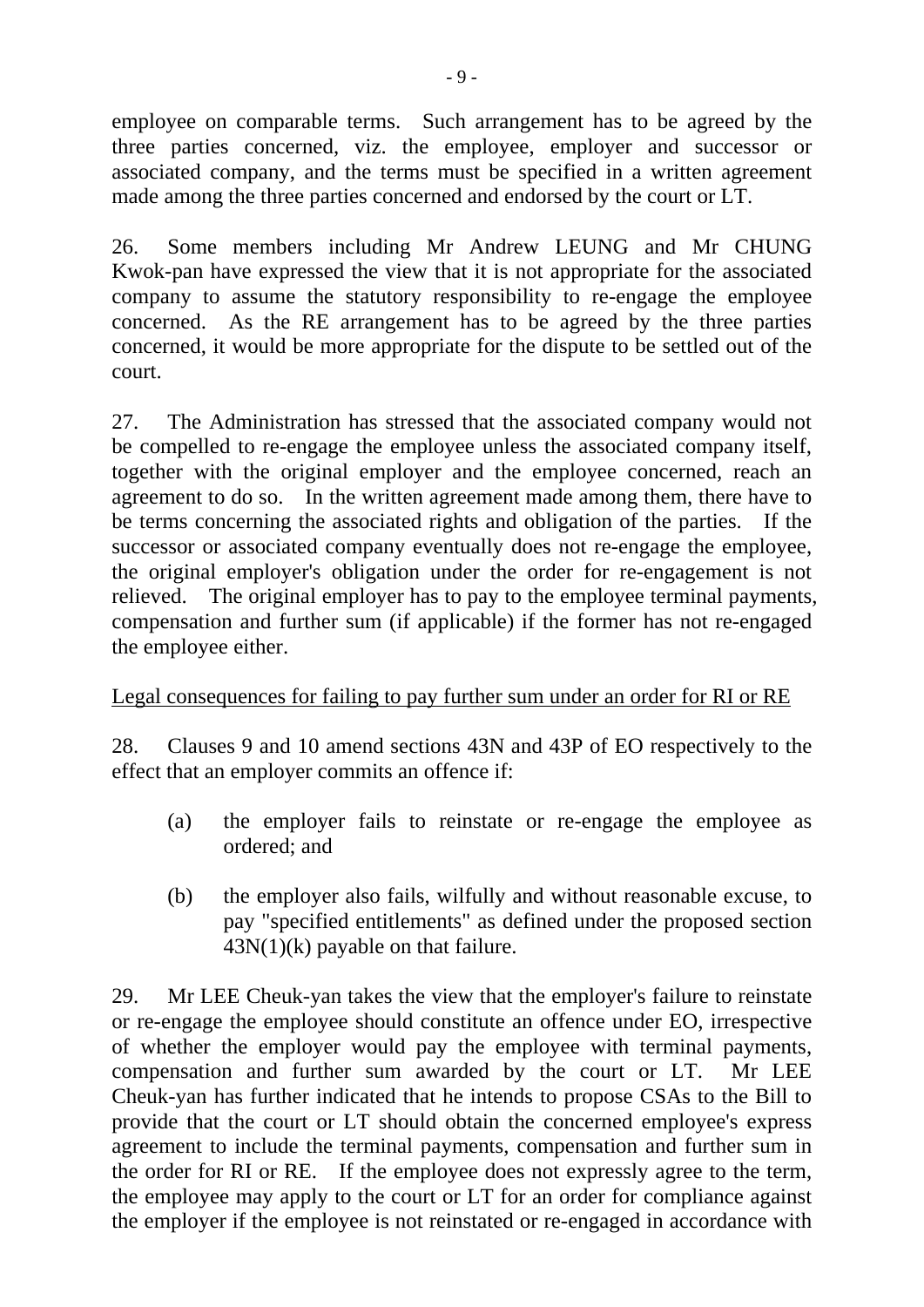employee on comparable terms. Such arrangement has to be agreed by the three parties concerned, viz. the employee, employer and successor or associated company, and the terms must be specified in a written agreement made among the three parties concerned and endorsed by the court or LT.

26. Some members including Mr Andrew LEUNG and Mr CHUNG Kwok-pan have expressed the view that it is not appropriate for the associated company to assume the statutory responsibility to re-engage the employee concerned. As the RE arrangement has to be agreed by the three parties concerned, it would be more appropriate for the dispute to be settled out of the court.

27. The Administration has stressed that the associated company would not be compelled to re-engage the employee unless the associated company itself, together with the original employer and the employee concerned, reach an agreement to do so. In the written agreement made among them, there have to be terms concerning the associated rights and obligation of the parties. If the successor or associated company eventually does not re-engage the employee, the original employer's obligation under the order for re-engagement is not relieved. The original employer has to pay to the employee terminal payments, compensation and further sum (if applicable) if the former has not re-engaged the employee either.

<u>Legal consequences for failing to pay further sum under an order for RI or RE</u>

28. Clauses 9 and 10 amend sections 43N and 43P of EO respectively to the effect that an employer commits an offence if:

(a) the employer fails to reinstate or re-engage the employee as ordered; and

(b) the employer also fails, wilfully and without reasonable excuse, to pay "specified entitlements" as defined under the proposed section 43N(1)(k) payable on that failure.

29. Mr LEE Cheuk-yan takes the view that the employer's failure to reinstate or re-engage the employee should constitute an offence under EO, irrespective of whether the employer would pay the employee with terminal payments, compensation and further sum awarded by the court or LT. Mr LEE Cheuk-yan has further indicated that he intends to propose CSAs to the Bill to provide that the court or LT should obtain the concerned employee's express agreement to include the terminal payments, compensation and further sum in the order for RI or RE. If the employee does not expressly agree to the term, the employee may apply to the court or LT for an order for compliance against the employer if the employee is not reinstated or re-engaged in accordance with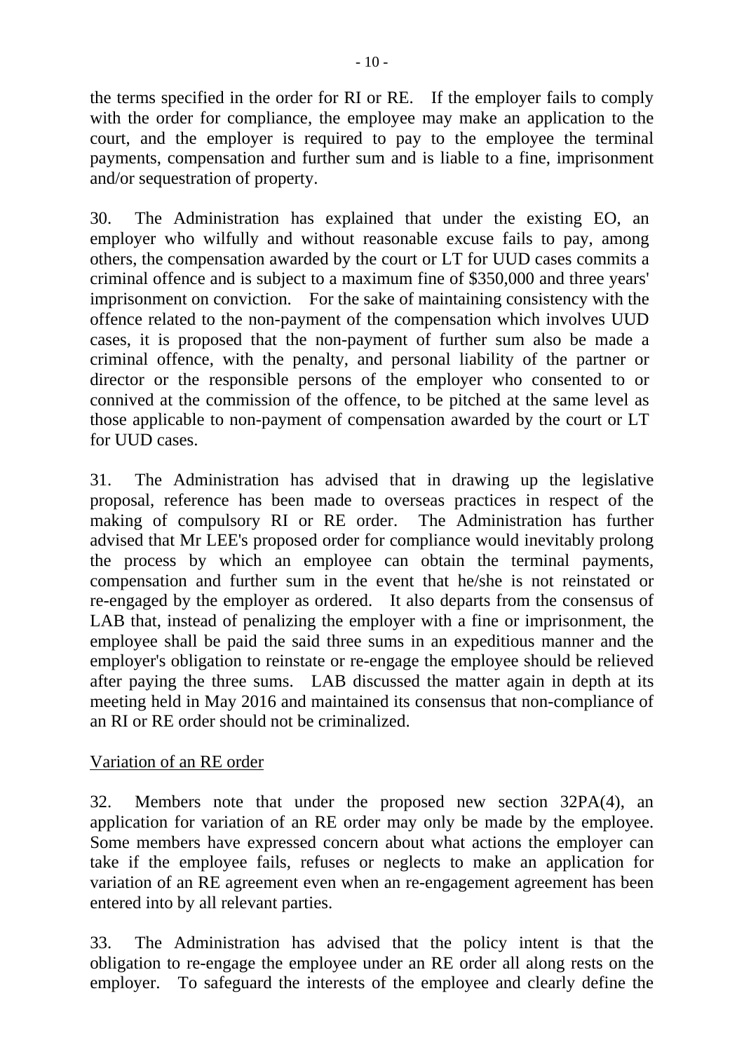the terms specified in the order for RI or RE. If the employer fails to comply with the order for compliance, the employee may make an application to the court, and the employer is required to pay to the employee the terminal payments, compensation and further sum and is liable to a fine, imprisonment and/or sequestration of property.

30. The Administration has explained that under the existing EO, an employer who wilfully and without reasonable excuse fails to pay, among others, the compensation awarded by the court or LT for UUD cases commits a criminal offence and is subject to a maximum fine of $350,000 and three years' imprisonment on conviction. For the sake of maintaining consistency with the offence related to the non-payment of the compensation which involves UUD cases, it is proposed that the non-payment of further sum also be made a criminal offence, with the penalty, and personal liability of the partner or director or the responsible persons of the employer who consented to or connived at the commission of the offence, to be pitched at the same level as those applicable to non-payment of compensation awarded by the court or LT for UUD cases.

31. The Administration has advised that in drawing up the legislative proposal, reference has been made to overseas practices in respect of the making of compulsory RI or RE order. The Administration has further advised that Mr LEE's proposed order for compliance would inevitably prolong the process by which an employee can obtain the terminal payments, compensation and further sum in the event that he/she is not reinstated or re-engaged by the employer as ordered. It also departs from the consensus of LAB that, instead of penalizing the employer with a fine or imprisonment, the employee shall be paid the said three sums in an expeditious manner and the employer's obligation to reinstate or re-engage the employee should be relieved after paying the three sums. LAB discussed the matter again in depth at its meeting held in May 2016 and maintained its consensus that non-compliance of an RI or RE order should not be criminalized.

<u>Variation of an RE order</u>

32. Members note that under the proposed new section 32PA(4), an application for variation of an RE order may only be made by the employee. Some members have expressed concern about what actions the employer can take if the employee fails, refuses or neglects to make an application for variation of an RE agreement even when an re-engagement agreement has been entered into by all relevant parties.

33. The Administration has advised that the policy intent is that the obligation to re-engage the employee under an RE order all along rests on the employer. To safeguard the interests of the employee and clearly define the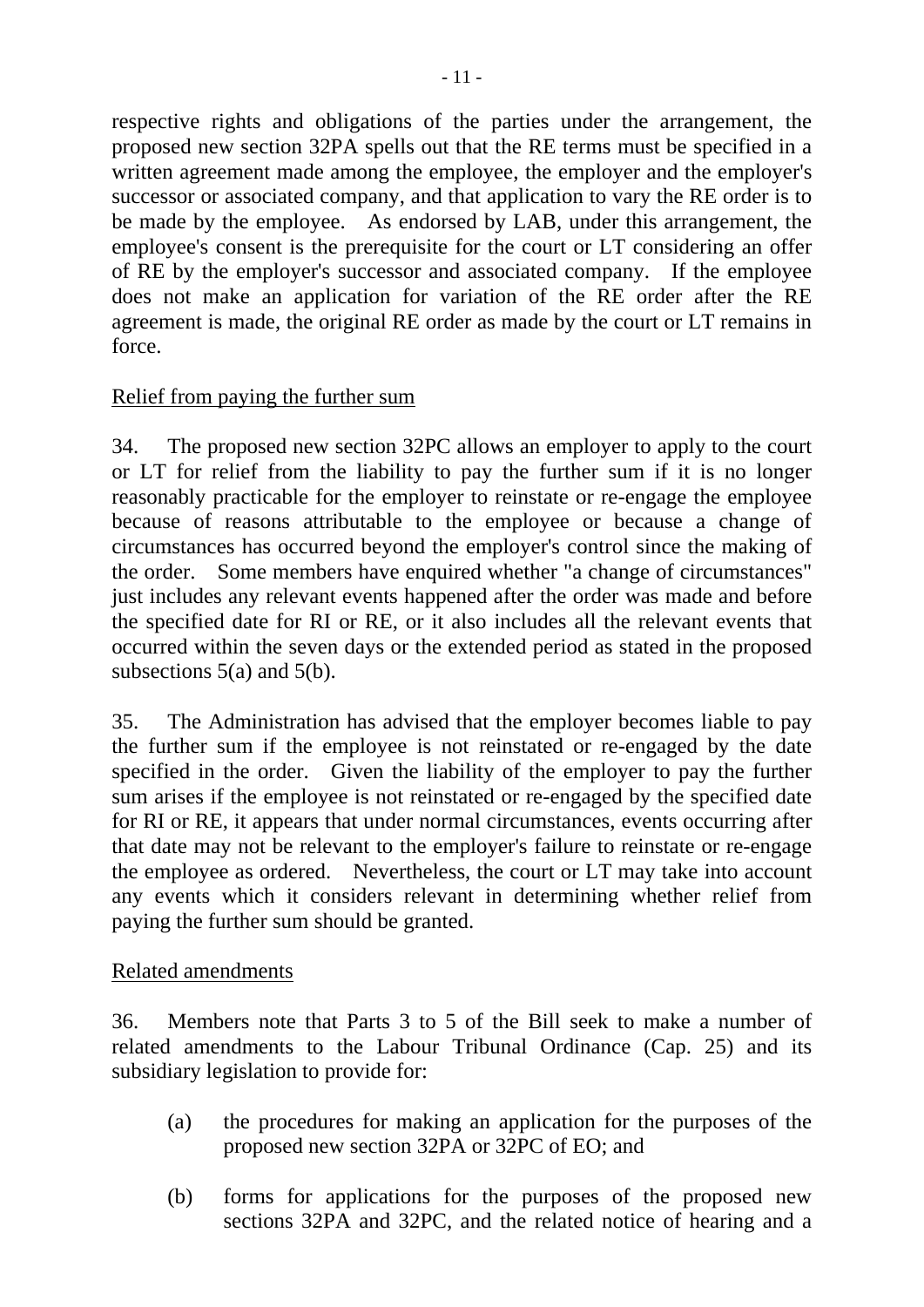respective rights and obligations of the parties under the arrangement, the proposed new section 32PA spells out that the RE terms must be specified in a written agreement made among the employee, the employer and the employer's successor or associated company, and that application to vary the RE order is to be made by the employee. As endorsed by LAB, under this arrangement, the employee's consent is the prerequisite for the court or LT considering an offer of RE by the employer's successor and associated company. If the employee does not make an application for variation of the RE order after the RE agreement is made, the original RE order as made by the court or LT remains in force.

Relief from paying the further sum

34. The proposed new section 32PC allows an employer to apply to the court or LT for relief from the liability to pay the further sum if it is no longer reasonably practicable for the employer to reinstate or re-engage the employee because of reasons attributable to the employee or because a change of circumstances has occurred beyond the employer's control since the making of the order. Some members have enquired whether "a change of circumstances" just includes any relevant events happened after the order was made and before the specified date for RI or RE, or it also includes all the relevant events that occurred within the seven days or the extended period as stated in the proposed subsections 5(a) and 5(b).

35. The Administration has advised that the employer becomes liable to pay the further sum if the employee is not reinstated or re-engaged by the date specified in the order. Given the liability of the employer to pay the further sum arises if the employee is not reinstated or re-engaged by the specified date for RI or RE, it appears that under normal circumstances, events occurring after that date may not be relevant to the employer's failure to reinstate or re-engage the employee as ordered. Nevertheless, the court or LT may take into account any events which it considers relevant in determining whether relief from paying the further sum should be granted.

Related amendments

36. Members note that Parts 3 to 5 of the Bill seek to make a number of related amendments to the Labour Tribunal Ordinance (Cap. 25) and its subsidiary legislation to provide for:

(a) the procedures for making an application for the purposes of the proposed new section 32PA or 32PC of EO; and

(b) forms for applications for the purposes of the proposed new sections 32PA and 32PC, and the related notice of hearing and a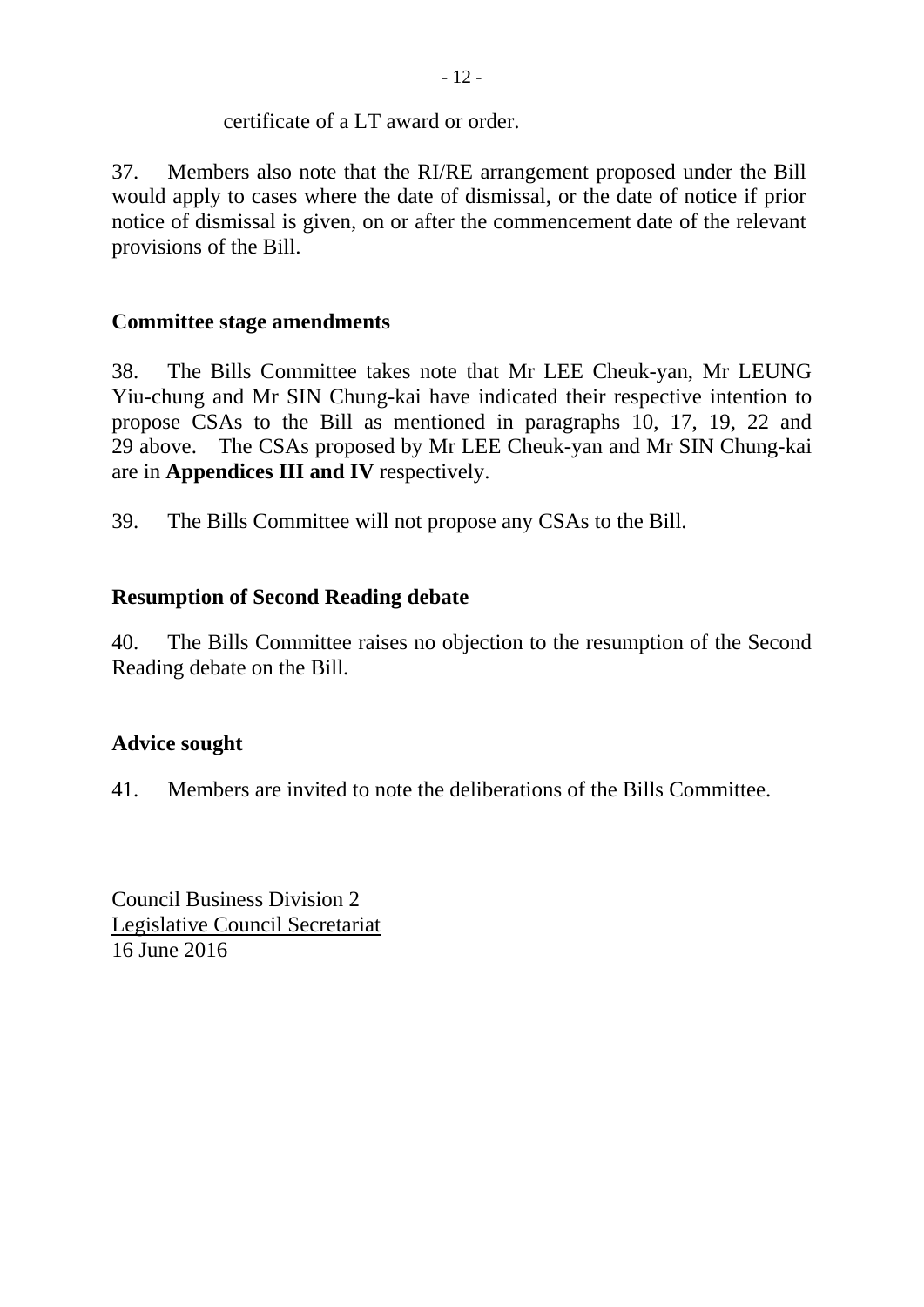certificate of a LT award or order.

37. Members also note that the RI/RE arrangement proposed under the Bill would apply to cases where the date of dismissal, or the date of notice if prior notice of dismissal is given, on or after the commencement date of the relevant provisions of the Bill.

## Committee stage amendments

38. The Bills Committee takes note that Mr LEE Cheuk-yan, Mr LEUNG Yiu-chung and Mr SIN Chung-kai have indicated their respective intention to propose CSAs to the Bill as mentioned in paragraphs 10, 17, 19, 22 and 29 above. The CSAs proposed by Mr LEE Cheuk-yan and Mr SIN Chung-kai are in **Appendices III and IV** respectively.

39. The Bills Committee will not propose any CSAs to the Bill.

## Resumption of Second Reading debate

40. The Bills Committee raises no objection to the resumption of the Second Reading debate on the Bill.

## Advice sought

41. Members are invited to note the deliberations of the Bills Committee.

Council Business Division 2
Legislative Council Secretariat
16 June 2016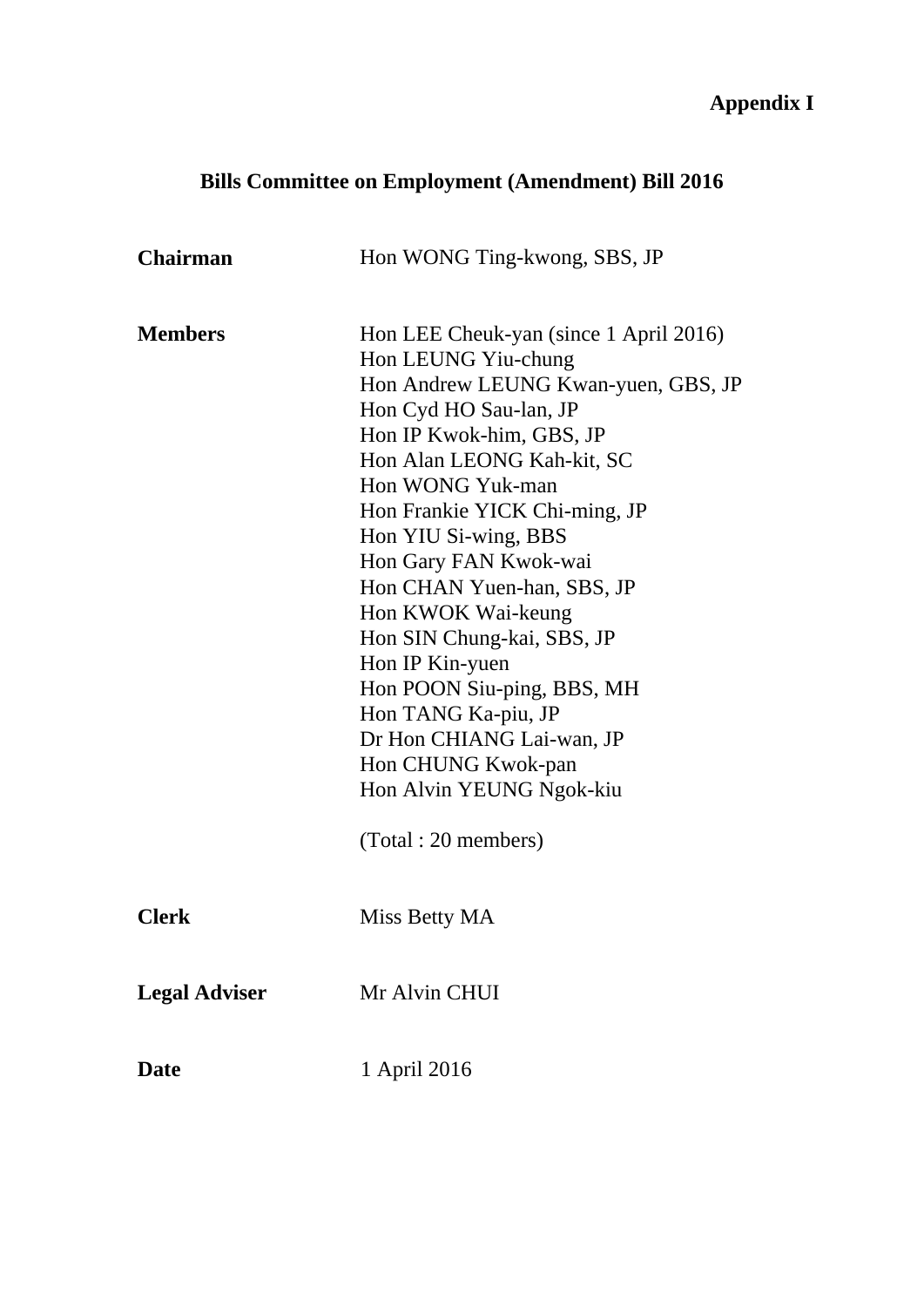**Appendix I**

## Bills Committee on Employment (Amendment) Bill 2016

**Chairman** Hon WONG Ting-kwong, SBS, JP

**Members** Hon LEE Cheuk-yan (since 1 April 2016)
Hon LEUNG Yiu-chung
Hon Andrew LEUNG Kwan-yuen, GBS, JP
Hon Cyd HO Sau-lan, JP
Hon IP Kwok-him, GBS, JP
Hon Alan LEONG Kah-kit, SC
Hon WONG Yuk-man
Hon Frankie YICK Chi-ming, JP
Hon YIU Si-wing, BBS
Hon Gary FAN Kwok-wai
Hon CHAN Yuen-han, SBS, JP
Hon KWOK Wai-keung
Hon SIN Chung-kai, SBS, JP
Hon IP Kin-yuen
Hon POON Siu-ping, BBS, MH
Hon TANG Ka-piu, JP
Dr Hon CHIANG Lai-wan, JP
Hon CHUNG Kwok-pan
Hon Alvin YEUNG Ngok-kiu

(Total : 20 members)

**Clerk** Miss Betty MA

**Legal Adviser** Mr Alvin CHUI

**Date** 1 April 2016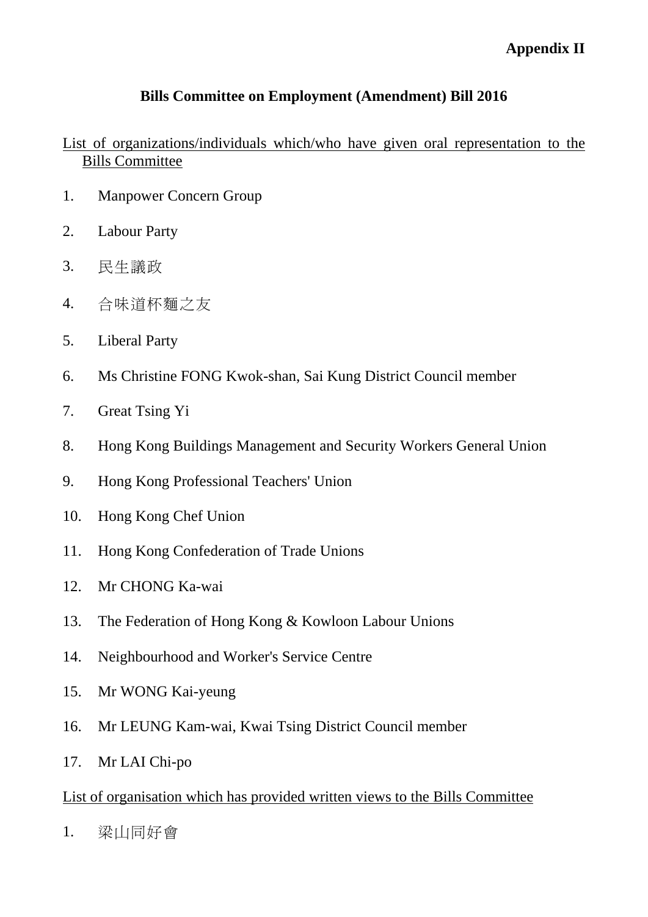**Appendix II**

## Bills Committee on Employment (Amendment) Bill 2016

List of organizations/individuals which/who have given oral representation to the Bills Committee

1. Manpower Concern Group
2. Labour Party
3. 民生議政
4. 合味道杯麵之友
5. Liberal Party
6. Ms Christine FONG Kwok-shan, Sai Kung District Council member
7. Great Tsing Yi
8. Hong Kong Buildings Management and Security Workers General Union
9. Hong Kong Professional Teachers' Union
10. Hong Kong Chef Union
11. Hong Kong Confederation of Trade Unions
12. Mr CHONG Ka-wai
13. The Federation of Hong Kong & Kowloon Labour Unions
14. Neighbourhood and Worker's Service Centre
15. Mr WONG Kai-yeung
16. Mr LEUNG Kam-wai, Kwai Tsing District Council member
17. Mr LAI Chi-po

List of organisation which has provided written views to the Bills Committee

1. 梁山同好會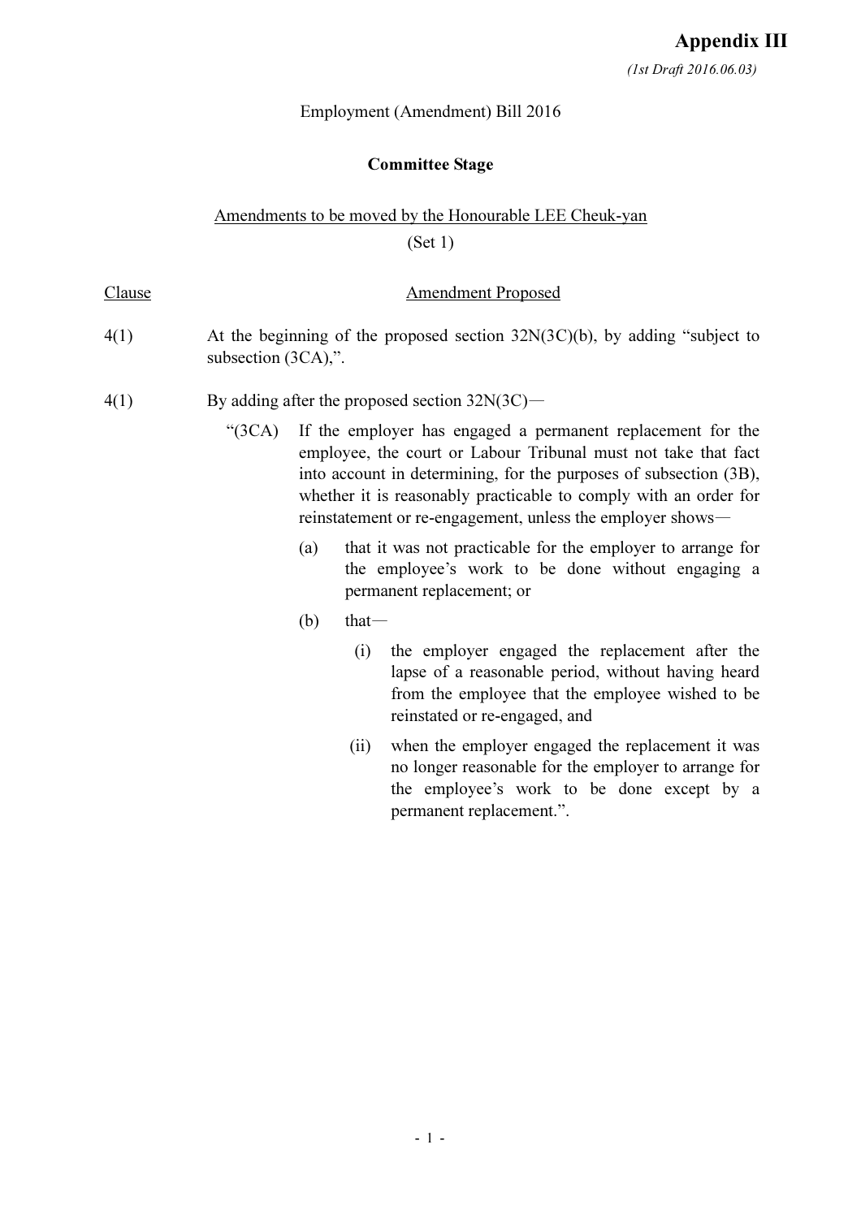**Appendix III**

*(1st Draft 2016.06.03)*

Employment (Amendment) Bill 2016

**Committee Stage**

<u>Amendments to be moved by the Honourable LEE Cheuk-yan</u>

(Set 1)

| <u>Clause</u> | <u>Amendment Proposed</u> |
|---|---|
| 4(1) | At the beginning of the proposed section 32N(3C)(b), by adding "subject to subsection (3CA),". |
| 4(1) | By adding after the proposed section 32N(3C)— |

"(3CA) If the employer has engaged a permanent replacement for the employee, the court or Labour Tribunal must not take that fact into account in determining, for the purposes of subsection (3B), whether it is reasonably practicable to comply with an order for reinstatement or re-engagement, unless the employer shows—

(a) that it was not practicable for the employer to arrange for the employee's work to be done without engaging a permanent replacement; or

(b) that—

(i) the employer engaged the replacement after the lapse of a reasonable period, without having heard from the employee that the employee wished to be reinstated or re-engaged, and

(ii) when the employer engaged the replacement it was no longer reasonable for the employer to arrange for the employee's work to be done except by a permanent replacement.".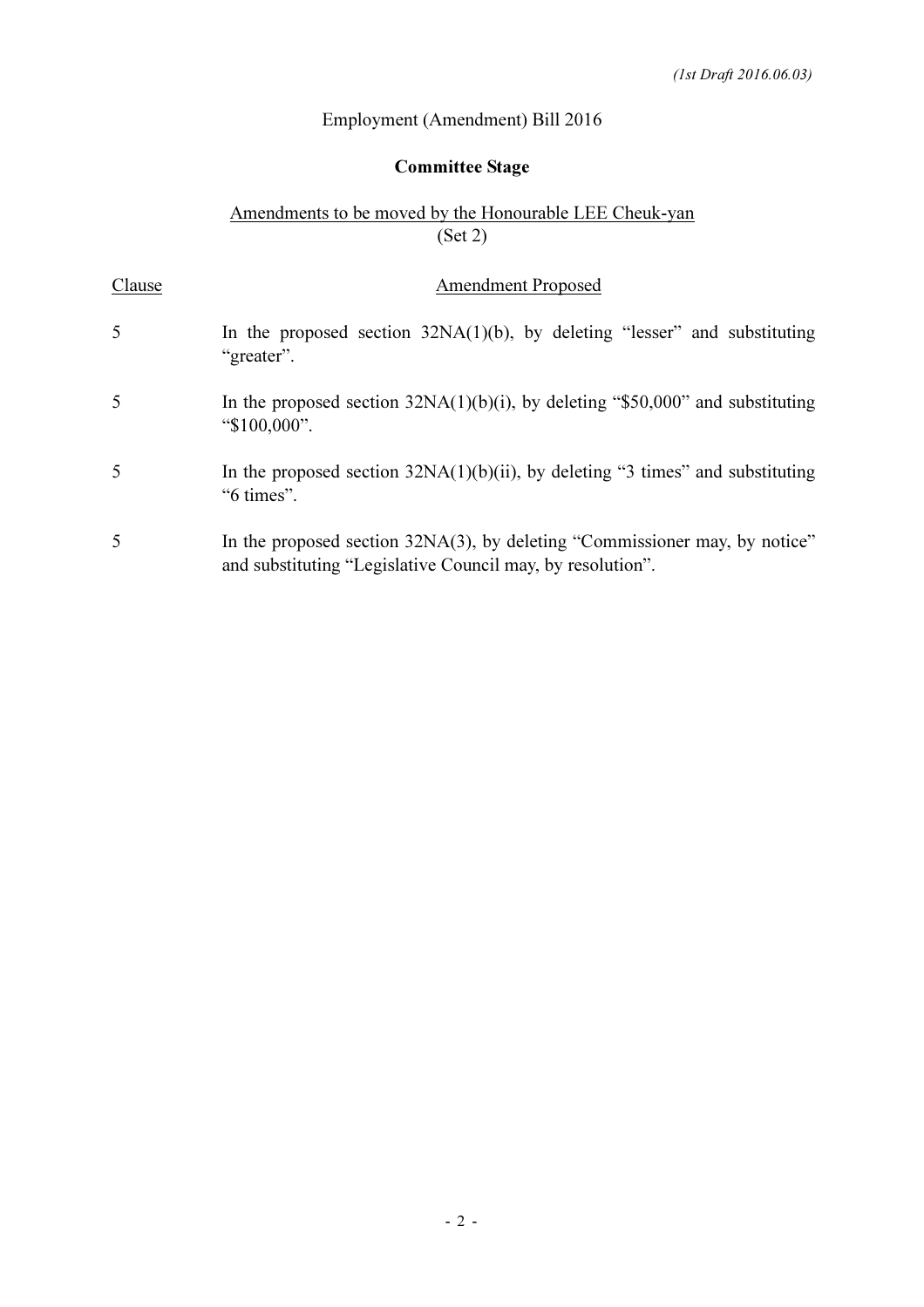*(1st Draft 2016.06.03)*

Employment (Amendment) Bill 2016

**Committee Stage**

<u>Amendments to be moved by the Honourable LEE Cheuk-yan</u>
(Set 2)

| <u>Clause</u> | <u>Amendment Proposed</u> |
|---|---|
| 5 | In the proposed section 32NA(1)(b), by deleting “lesser” and substituting “greater”. |
| 5 | In the proposed section 32NA(1)(b)(i), by deleting “$50,000” and substituting “$100,000”. |
| 5 | In the proposed section 32NA(1)(b)(ii), by deleting “3 times” and substituting “6 times”. |
| 5 | In the proposed section 32NA(3), by deleting “Commissioner may, by notice” and substituting “Legislative Council may, by resolution”. |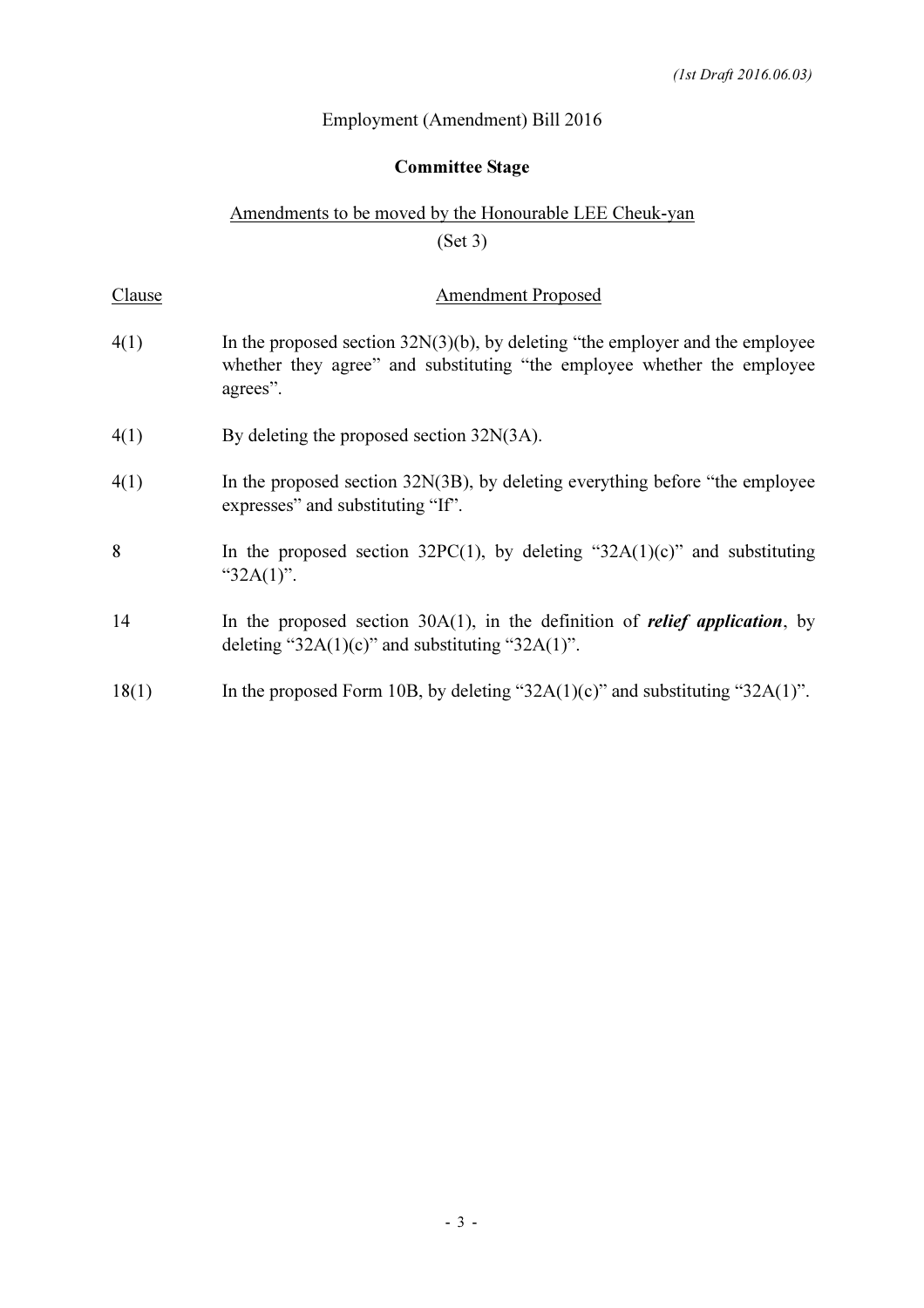*(1st Draft 2016.06.03)*

Employment (Amendment) Bill 2016

**Committee Stage**

Amendments to be moved by the Honourable LEE Cheuk-yan

(Set 3)

| Clause | Amendment Proposed |
|---|---|
| 4(1) | In the proposed section 32N(3)(b), by deleting "the employer and the employee whether they agree" and substituting "the employee whether the employee agrees". |
| 4(1) | By deleting the proposed section 32N(3A). |
| 4(1) | In the proposed section 32N(3B), by deleting everything before "the employee expresses" and substituting "If". |
| 8 | In the proposed section 32PC(1), by deleting "32A(1)(c)" and substituting "32A(1)". |
| 14 | In the proposed section 30A(1), in the definition of ***relief application***, by deleting "32A(1)(c)" and substituting "32A(1)". |
| 18(1) | In the proposed Form 10B, by deleting "32A(1)(c)" and substituting "32A(1)". |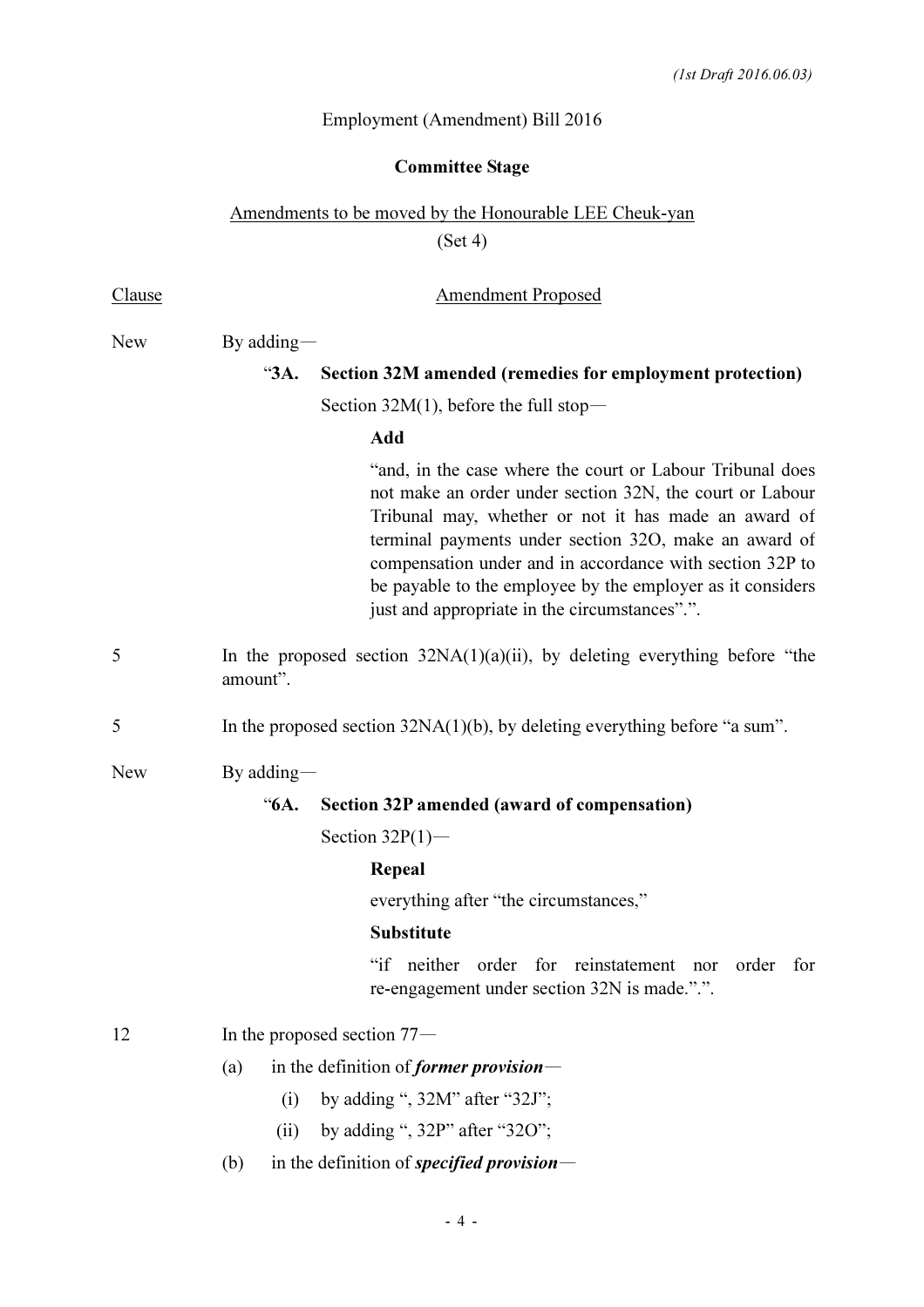(1st Draft 2016.06.03)

Employment (Amendment) Bill 2016

**Committee Stage**

Amendments to be moved by the Honourable LEE Cheuk-yan

(Set 4)

| Clause | Amendment Proposed |
|---|---|
| New | By adding— |

“**3A. Section 32M amended (remedies for employment protection)**

Section 32M(1), before the full stop—

**Add**

“and, in the case where the court or Labour Tribunal does not make an order under section 32N, the court or Labour Tribunal may, whether or not it has made an award of terminal payments under section 32O, make an award of compensation under and in accordance with section 32P to be payable to the employee by the employer as it considers just and appropriate in the circumstances”.”.

5 — In the proposed section 32NA(1)(a)(ii), by deleting everything before “the amount”.

5 — In the proposed section 32NA(1)(b), by deleting everything before “a sum”.

New — By adding—

“**6A. Section 32P amended (award of compensation)**

Section 32P(1)—

**Repeal**

everything after “the circumstances,”

**Substitute**

“if neither order for reinstatement nor order for re-engagement under section 32N is made.”.”.

12 — In the proposed section 77—

(a) in the definition of ***former provision***—

(i) by adding “, 32M” after “32J”;

(ii) by adding “, 32P” after “32O”;

(b) in the definition of ***specified provision***—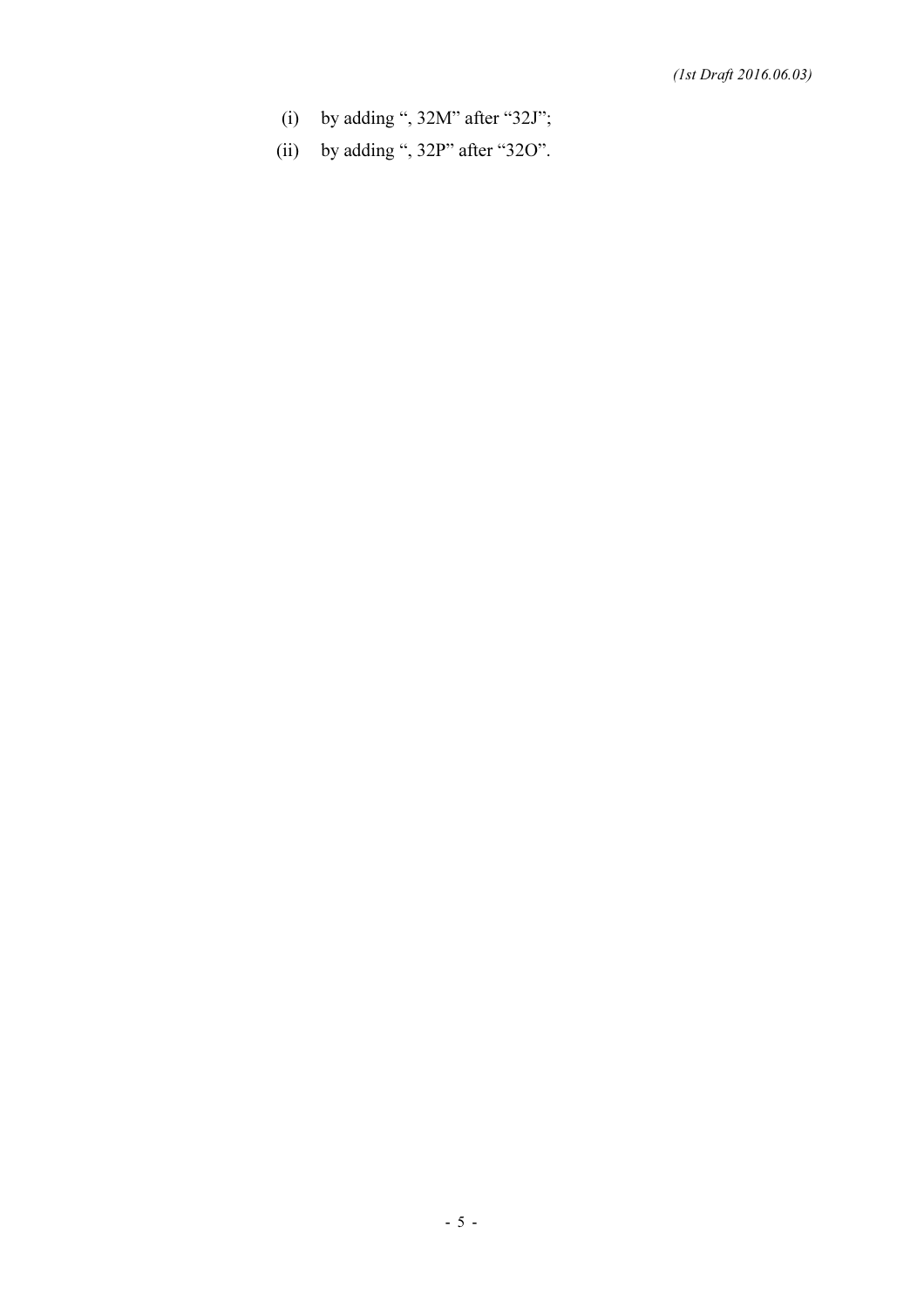(i) by adding ", 32M" after "32J";

(ii) by adding ", 32P" after "32O".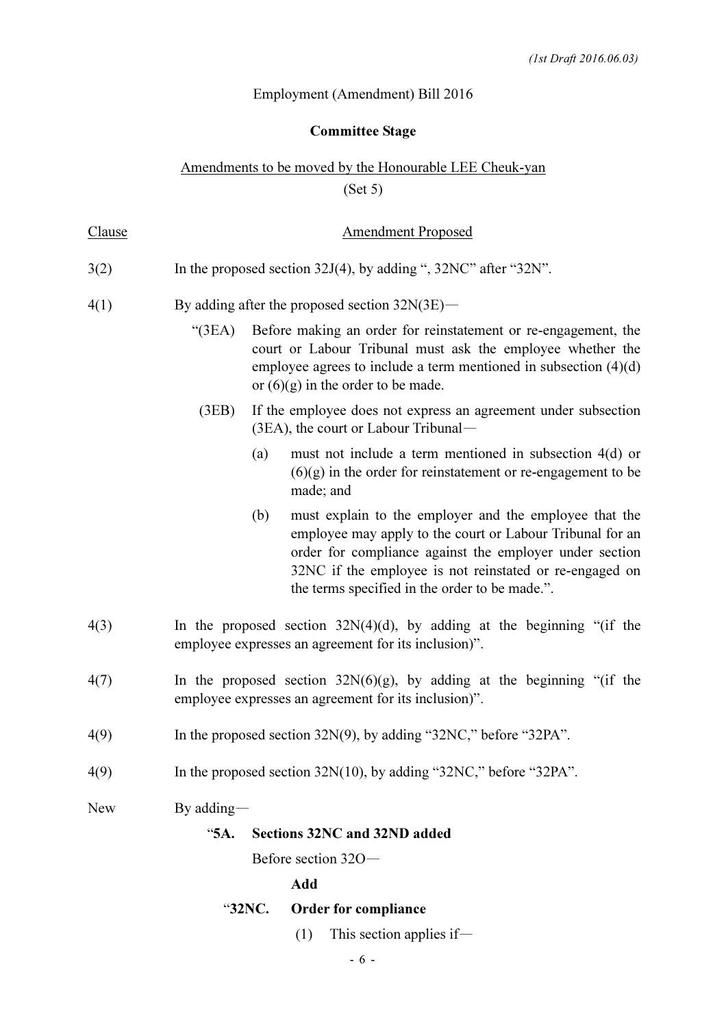*(1st Draft 2016.06.03)*

Employment (Amendment) Bill 2016

**Committee Stage**

Amendments to be moved by the Honourable LEE Cheuk-yan

(Set 5)

| Clause | Amendment Proposed |
|---|---|
| 3(2) | In the proposed section 32J(4), by adding ", 32NC" after "32N". |
| 4(1) | By adding after the proposed section 32N(3E)— |

"(3EA) Before making an order for reinstatement or re-engagement, the court or Labour Tribunal must ask the employee whether the employee agrees to include a term mentioned in subsection (4)(d) or (6)(g) in the order to be made.

(3EB) If the employee does not express an agreement under subsection (3EA), the court or Labour Tribunal—

(a) must not include a term mentioned in subsection 4(d) or (6)(g) in the order for reinstatement or re-engagement to be made; and

(b) must explain to the employer and the employee that the employee may apply to the court or Labour Tribunal for an order for compliance against the employer under section 32NC if the employee is not reinstated or re-engaged on the terms specified in the order to be made.".

| Clause | Amendment Proposed |
|---|---|
| 4(3) | In the proposed section 32N(4)(d), by adding at the beginning "(if the employee expresses an agreement for its inclusion)". |
| 4(7) | In the proposed section 32N(6)(g), by adding at the beginning "(if the employee expresses an agreement for its inclusion)". |
| 4(9) | In the proposed section 32N(9), by adding "32NC," before "32PA". |
| 4(9) | In the proposed section 32N(10), by adding "32NC," before "32PA". |
| New | By adding— |

"**5A. Sections 32NC and 32ND added**

Before section 32O—

**Add**

"**32NC. Order for compliance**

(1) This section applies if—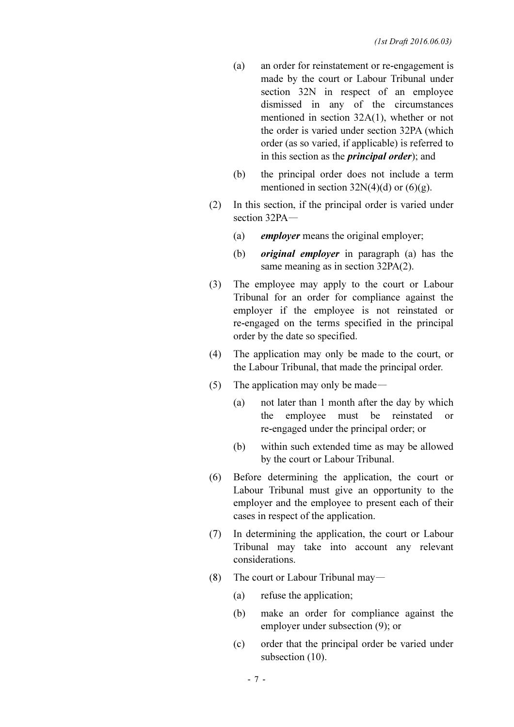(a) an order for reinstatement or re-engagement is made by the court or Labour Tribunal under section 32N in respect of an employee dismissed in any of the circumstances mentioned in section 32A(1), whether or not the order is varied under section 32PA (which order (as so varied, if applicable) is referred to in this section as the ***principal order***); and

(b) the principal order does not include a term mentioned in section 32N(4)(d) or (6)(g).

(2) In this section, if the principal order is varied under section 32PA—

(a) ***employer*** means the original employer;

(b) ***original employer*** in paragraph (a) has the same meaning as in section 32PA(2).

(3) The employee may apply to the court or Labour Tribunal for an order for compliance against the employer if the employee is not reinstated or re-engaged on the terms specified in the principal order by the date so specified.

(4) The application may only be made to the court, or the Labour Tribunal, that made the principal order.

(5) The application may only be made—

(a) not later than 1 month after the day by which the employee must be reinstated or re-engaged under the principal order; or

(b) within such extended time as may be allowed by the court or Labour Tribunal.

(6) Before determining the application, the court or Labour Tribunal must give an opportunity to the employer and the employee to present each of their cases in respect of the application.

(7) In determining the application, the court or Labour Tribunal may take into account any relevant considerations.

(8) The court or Labour Tribunal may—

(a) refuse the application;

(b) make an order for compliance against the employer under subsection (9); or

(c) order that the principal order be varied under subsection (10).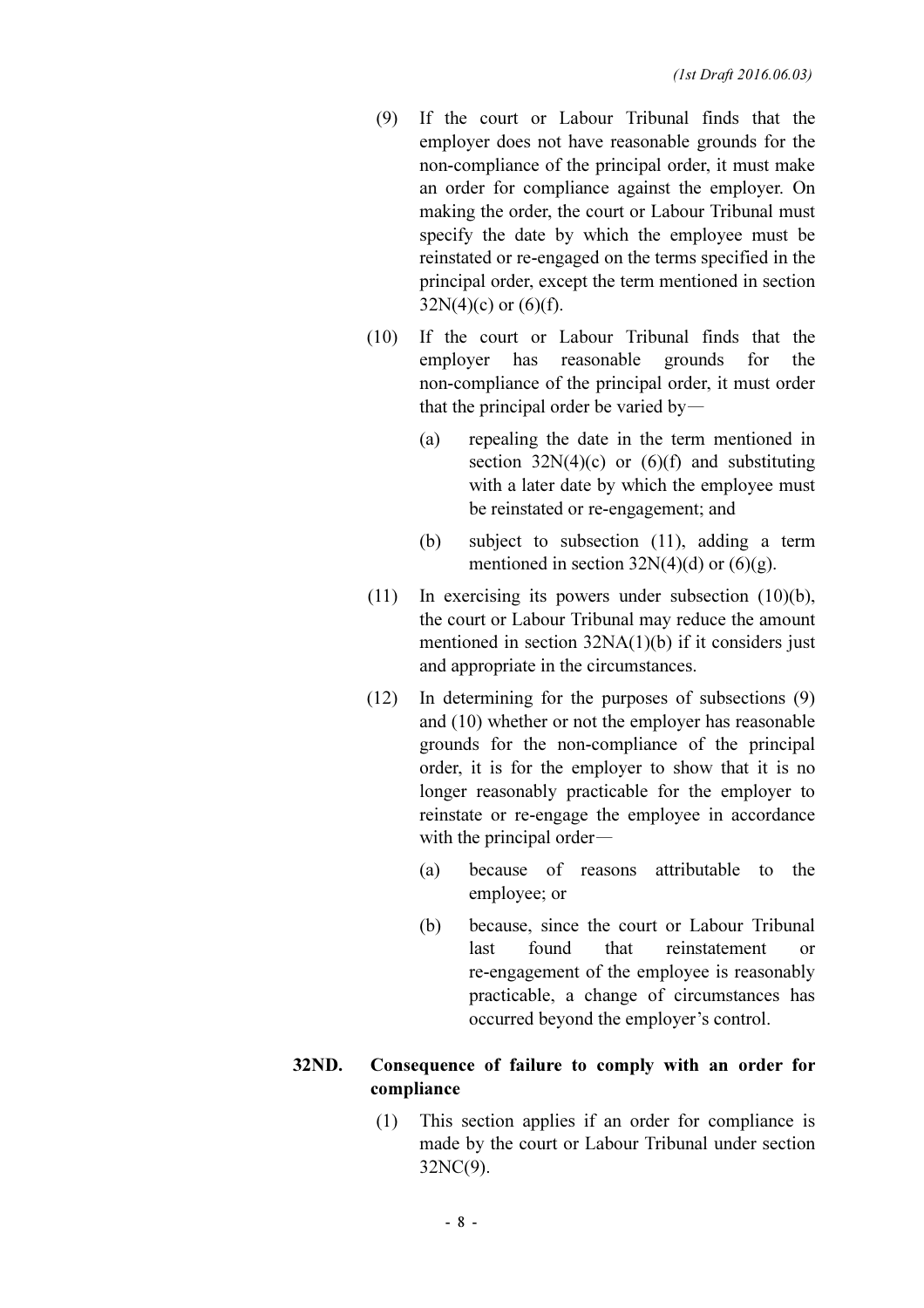(9) If the court or Labour Tribunal finds that the employer does not have reasonable grounds for the non-compliance of the principal order, it must make an order for compliance against the employer. On making the order, the court or Labour Tribunal must specify the date by which the employee must be reinstated or re-engaged on the terms specified in the principal order, except the term mentioned in section 32N(4)(c) or (6)(f).

(10) If the court or Labour Tribunal finds that the employer has reasonable grounds for the non-compliance of the principal order, it must order that the principal order be varied by—

(a) repealing the date in the term mentioned in section 32N(4)(c) or (6)(f) and substituting with a later date by which the employee must be reinstated or re-engagement; and

(b) subject to subsection (11), adding a term mentioned in section 32N(4)(d) or (6)(g).

(11) In exercising its powers under subsection (10)(b), the court or Labour Tribunal may reduce the amount mentioned in section 32NA(1)(b) if it considers just and appropriate in the circumstances.

(12) In determining for the purposes of subsections (9) and (10) whether or not the employer has reasonable grounds for the non-compliance of the principal order, it is for the employer to show that it is no longer reasonably practicable for the employer to reinstate or re-engage the employee in accordance with the principal order—

(a) because of reasons attributable to the employee; or

(b) because, since the court or Labour Tribunal last found that reinstatement or re-engagement of the employee is reasonably practicable, a change of circumstances has occurred beyond the employer's control.

**32ND. Consequence of failure to comply with an order for compliance**

(1) This section applies if an order for compliance is made by the court or Labour Tribunal under section 32NC(9).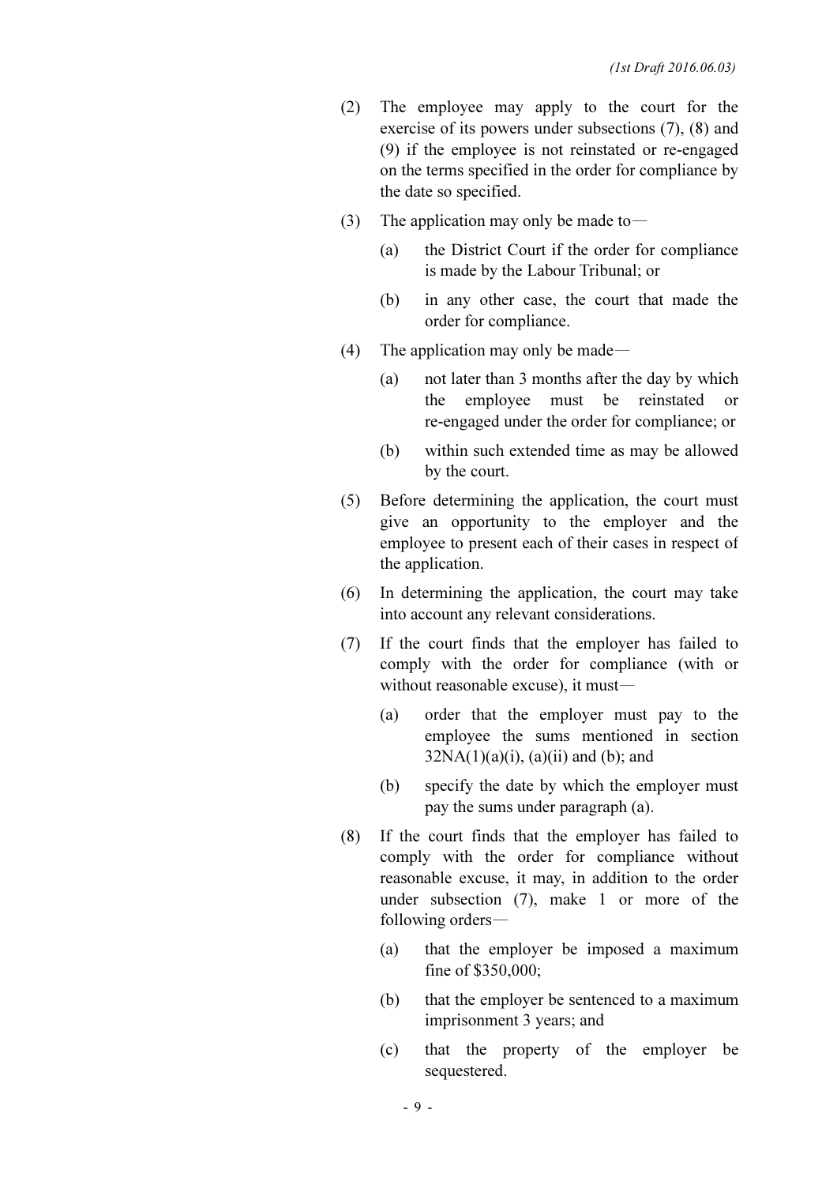(2) The employee may apply to the court for the exercise of its powers under subsections (7), (8) and (9) if the employee is not reinstated or re-engaged on the terms specified in the order for compliance by the date so specified.

(3) The application may only be made to—

  (a) the District Court if the order for compliance is made by the Labour Tribunal; or

  (b) in any other case, the court that made the order for compliance.

(4) The application may only be made—

  (a) not later than 3 months after the day by which the employee must be reinstated or re-engaged under the order for compliance; or

  (b) within such extended time as may be allowed by the court.

(5) Before determining the application, the court must give an opportunity to the employer and the employee to present each of their cases in respect of the application.

(6) In determining the application, the court may take into account any relevant considerations.

(7) If the court finds that the employer has failed to comply with the order for compliance (with or without reasonable excuse), it must—

  (a) order that the employer must pay to the employee the sums mentioned in section 32NA(1)(a)(i), (a)(ii) and (b); and

  (b) specify the date by which the employer must pay the sums under paragraph (a).

(8) If the court finds that the employer has failed to comply with the order for compliance without reasonable excuse, it may, in addition to the order under subsection (7), make 1 or more of the following orders—

  (a) that the employer be imposed a maximum fine of $350,000;

  (b) that the employer be sentenced to a maximum imprisonment 3 years; and

  (c) that the property of the employer be sequestered.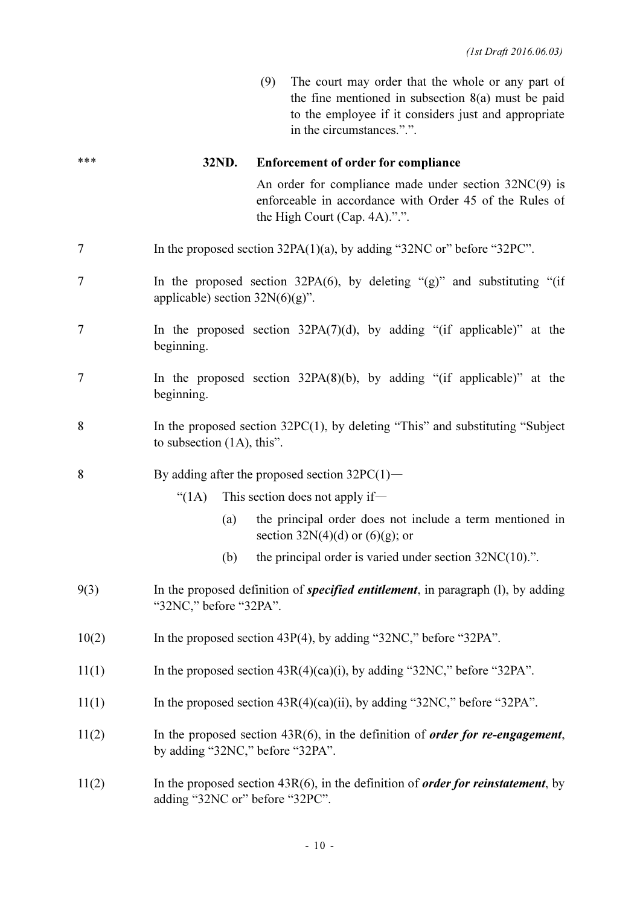(1st Draft 2016.06.03)

(9) The court may order that the whole or any part of the fine mentioned in subsection 8(a) must be paid to the employee if it considers just and appropriate in the circumstances.".".

| | |
|---|---|
| *** | **32ND. Enforcement of order for compliance**<br><br>An order for compliance made under section 32NC(9) is enforceable in accordance with Order 45 of the Rules of the High Court (Cap. 4A).".". |
| 7 | In the proposed section 32PA(1)(a), by adding "32NC or" before "32PC". |
| 7 | In the proposed section 32PA(6), by deleting "(g)" and substituting "(if applicable) section 32N(6)(g)". |
| 7 | In the proposed section 32PA(7)(d), by adding "(if applicable)" at the beginning. |
| 7 | In the proposed section 32PA(8)(b), by adding "(if applicable)" at the beginning. |
| 8 | In the proposed section 32PC(1), by deleting "This" and substituting "Subject to subsection (1A), this". |
| 8 | By adding after the proposed section 32PC(1)—<br><br>"(1A) This section does not apply if—<br><br>(a) the principal order does not include a term mentioned in section 32N(4)(d) or (6)(g); or<br><br>(b) the principal order is varied under section 32NC(10).". |
| 9(3) | In the proposed definition of ***specified entitlement***, in paragraph (l), by adding "32NC," before "32PA". |
| 10(2) | In the proposed section 43P(4), by adding "32NC," before "32PA". |
| 11(1) | In the proposed section 43R(4)(ca)(i), by adding "32NC," before "32PA". |
| 11(1) | In the proposed section 43R(4)(ca)(ii), by adding "32NC," before "32PA". |
| 11(2) | In the proposed section 43R(6), in the definition of ***order for re-engagement***, by adding "32NC," before "32PA". |
| 11(2) | In the proposed section 43R(6), in the definition of ***order for reinstatement***, by adding "32NC or" before "32PC". |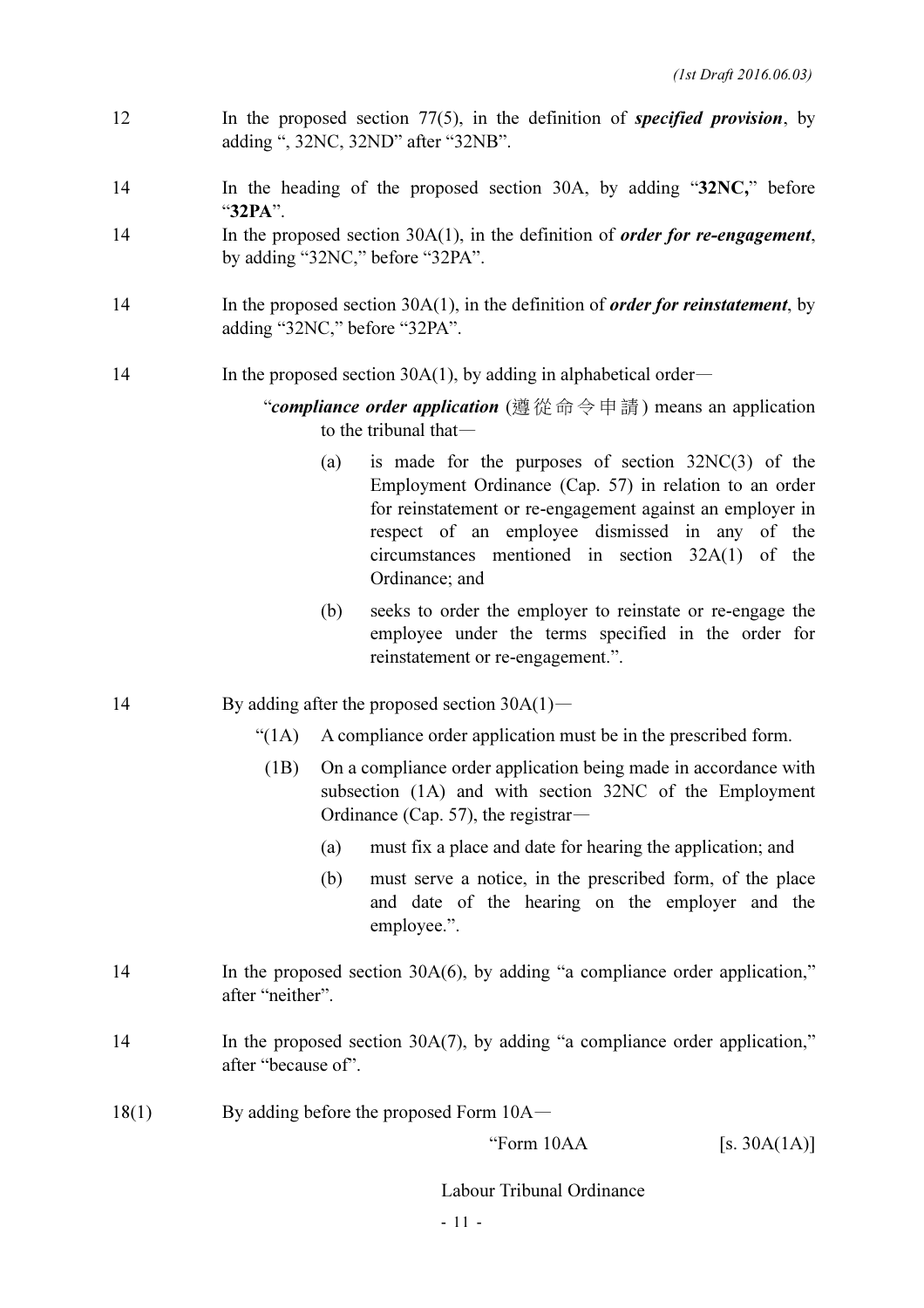12 In the proposed section 77(5), in the definition of ***specified provision***, by adding ", 32NC, 32ND" after "32NB".

14 In the heading of the proposed section 30A, by adding "**32NC,**" before "**32PA**".

14 In the proposed section 30A(1), in the definition of ***order for re-engagement***, by adding "32NC," before "32PA".

14 In the proposed section 30A(1), in the definition of ***order for reinstatement***, by adding "32NC," before "32PA".

14 In the proposed section 30A(1), by adding in alphabetical order—

"***compliance order application*** (遵從命令申請) means an application to the tribunal that—

(a) is made for the purposes of section 32NC(3) of the Employment Ordinance (Cap. 57) in relation to an order for reinstatement or re-engagement against an employer in respect of an employee dismissed in any of the circumstances mentioned in section 32A(1) of the Ordinance; and

(b) seeks to order the employer to reinstate or re-engage the employee under the terms specified in the order for reinstatement or re-engagement.".

14 By adding after the proposed section 30A(1)—

"(1A) A compliance order application must be in the prescribed form.

(1B) On a compliance order application being made in accordance with subsection (1A) and with section 32NC of the Employment Ordinance (Cap. 57), the registrar—

(a) must fix a place and date for hearing the application; and

(b) must serve a notice, in the prescribed form, of the place and date of the hearing on the employer and the employee.".

14 In the proposed section 30A(6), by adding "a compliance order application," after "neither".

14 In the proposed section 30A(7), by adding "a compliance order application," after "because of".

18(1) By adding before the proposed Form 10A—

"Form 10AA [s. 30A(1A)]

Labour Tribunal Ordinance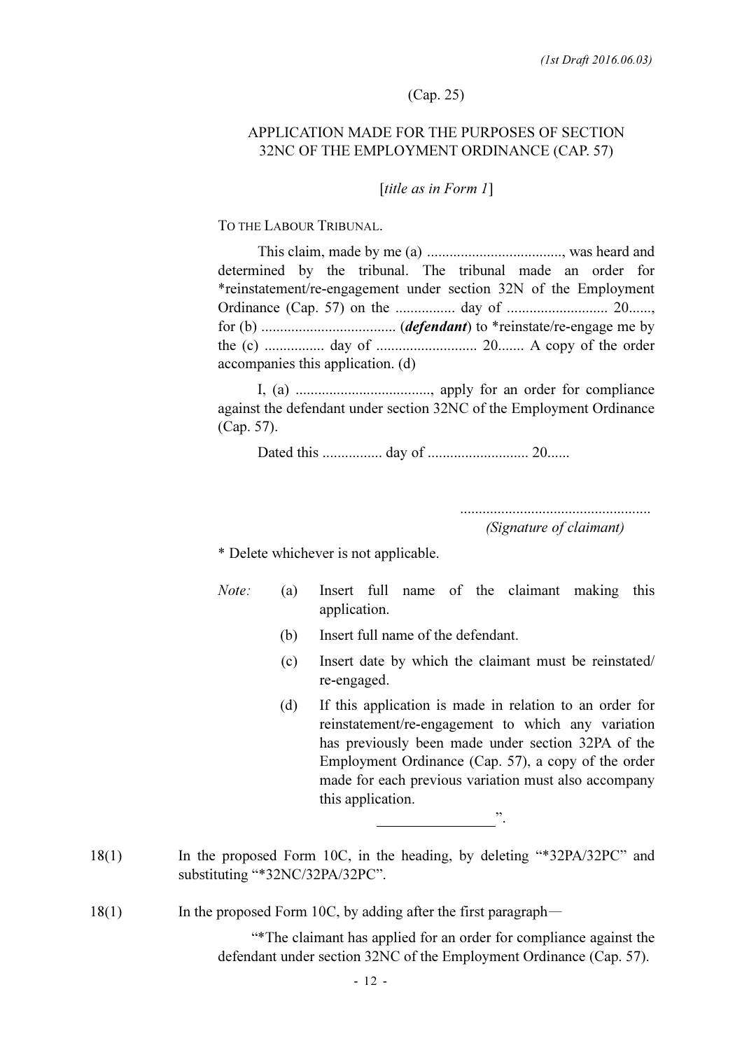(1st Draft 2016.06.03)

(Cap. 25)

APPLICATION MADE FOR THE PURPOSES OF SECTION 32NC OF THE EMPLOYMENT ORDINANCE (CAP. 57)

[*title as in Form 1*]

TO THE LABOUR TRIBUNAL.

This claim, made by me (a) ...................................., was heard and determined by the tribunal. The tribunal made an order for *reinstatement/re-engagement under section 32N of the Employment Ordinance (Cap. 57) on the ................ day of ........................... 20......, for (b) .................................... (***defendant***) to *reinstate/re-engage me by the (c) ................ day of ........................... 20....... A copy of the order accompanies this application. (d)

I, (a) ...................................., apply for an order for compliance against the defendant under section 32NC of the Employment Ordinance (Cap. 57).

Dated this ................ day of ........................... 20......

..................................................
*(Signature of claimant)*

* Delete whichever is not applicable.

*Note:*
- (a) Insert full name of the claimant making this application.
- (b) Insert full name of the defendant.
- (c) Insert date by which the claimant must be reinstated/re-engaged.
- (d) If this application is made in relation to an order for reinstatement/re-engagement to which any variation has previously been made under section 32PA of the Employment Ordinance (Cap. 57), a copy of the order made for each previous variation must also accompany this application.

________________".

18(1) In the proposed Form 10C, in the heading, by deleting "*32PA/32PC" and substituting "*32NC/32PA/32PC".

18(1) In the proposed Form 10C, by adding after the first paragraph—

"*The claimant has applied for an order for compliance against the defendant under section 32NC of the Employment Ordinance (Cap. 57).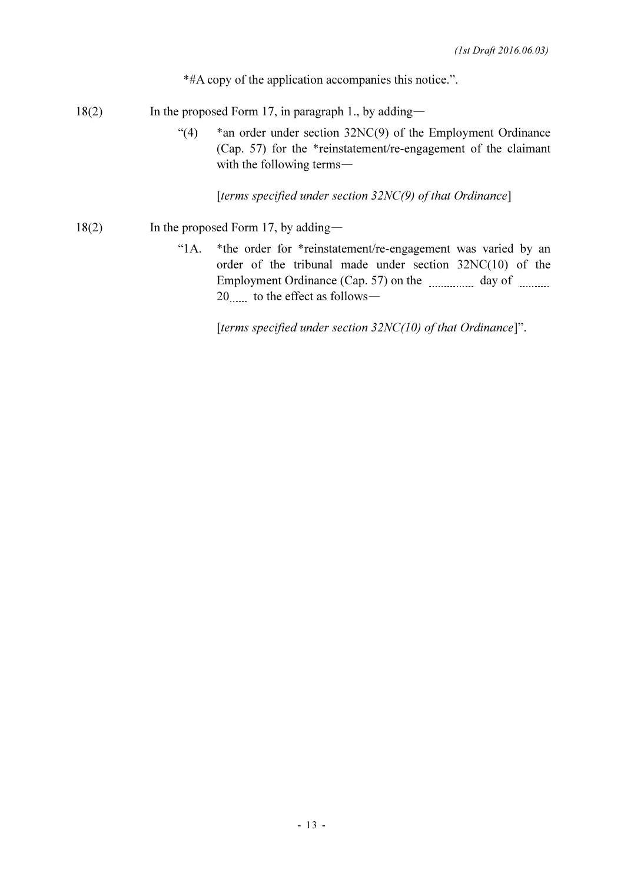*#A copy of the application accompanies this notice.".

18(2) In the proposed Form 17, in paragraph 1., by adding—

"(4) *an order under section 32NC(9) of the Employment Ordinance (Cap. 57) for the *reinstatement/re-engagement of the claimant with the following terms—

[*terms specified under section 32NC(9) of that Ordinance*]

18(2) In the proposed Form 17, by adding—

"1A. *the order for *reinstatement/re-engagement was varied by an order of the tribunal made under section 32NC(10) of the Employment Ordinance (Cap. 57) on the .............. day of .......... 20...... to the effect as follows—

[*terms specified under section 32NC(10) of that Ordinance*]".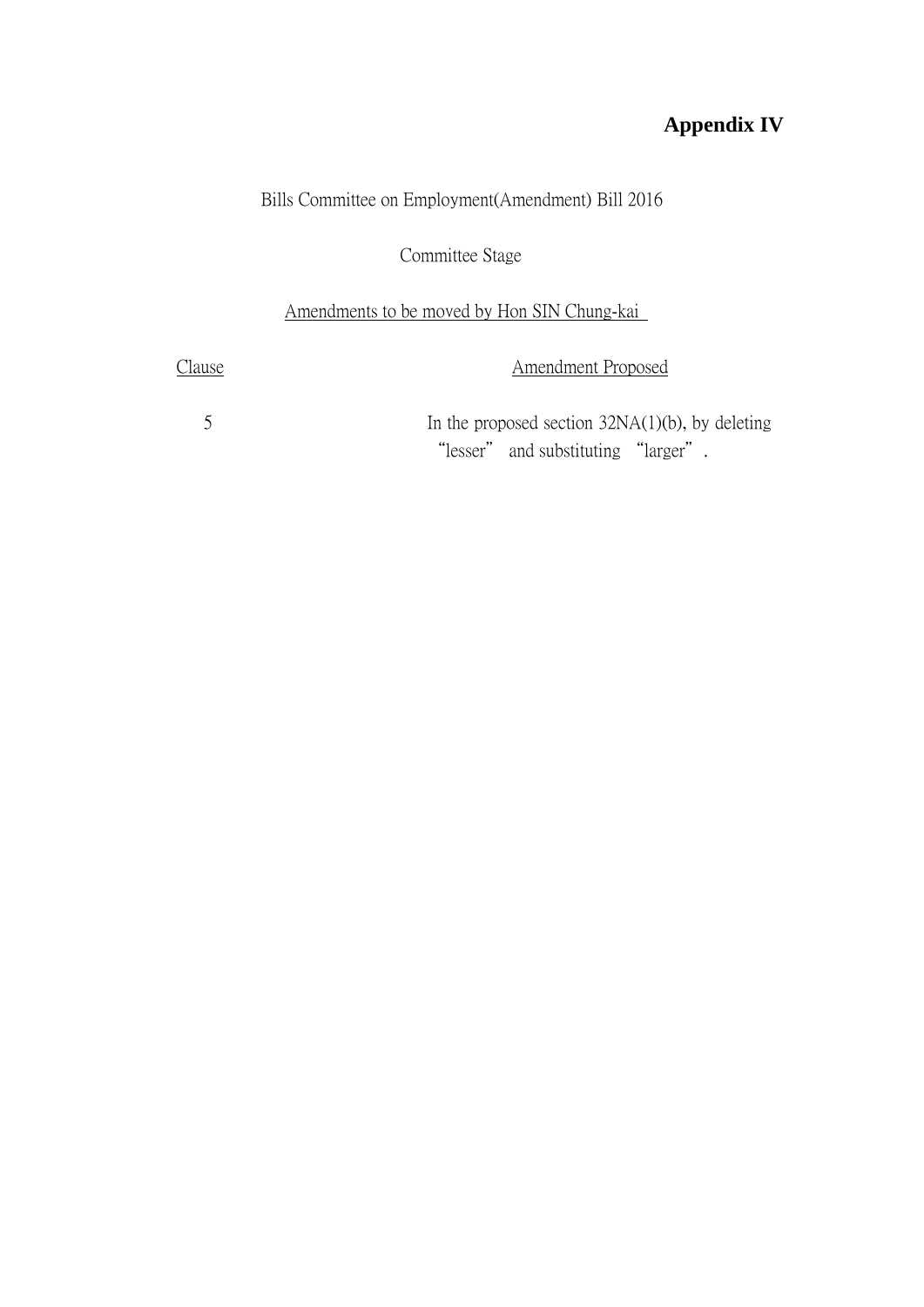**Appendix IV**

Bills Committee on Employment(Amendment) Bill 2016

Committee Stage

Amendments to be moved by Hon SIN Chung-kai

| Clause | Amendment Proposed |
|---|---|
| 5 | In the proposed section 32NA(1)(b), by deleting "lesser" and substituting "larger". |